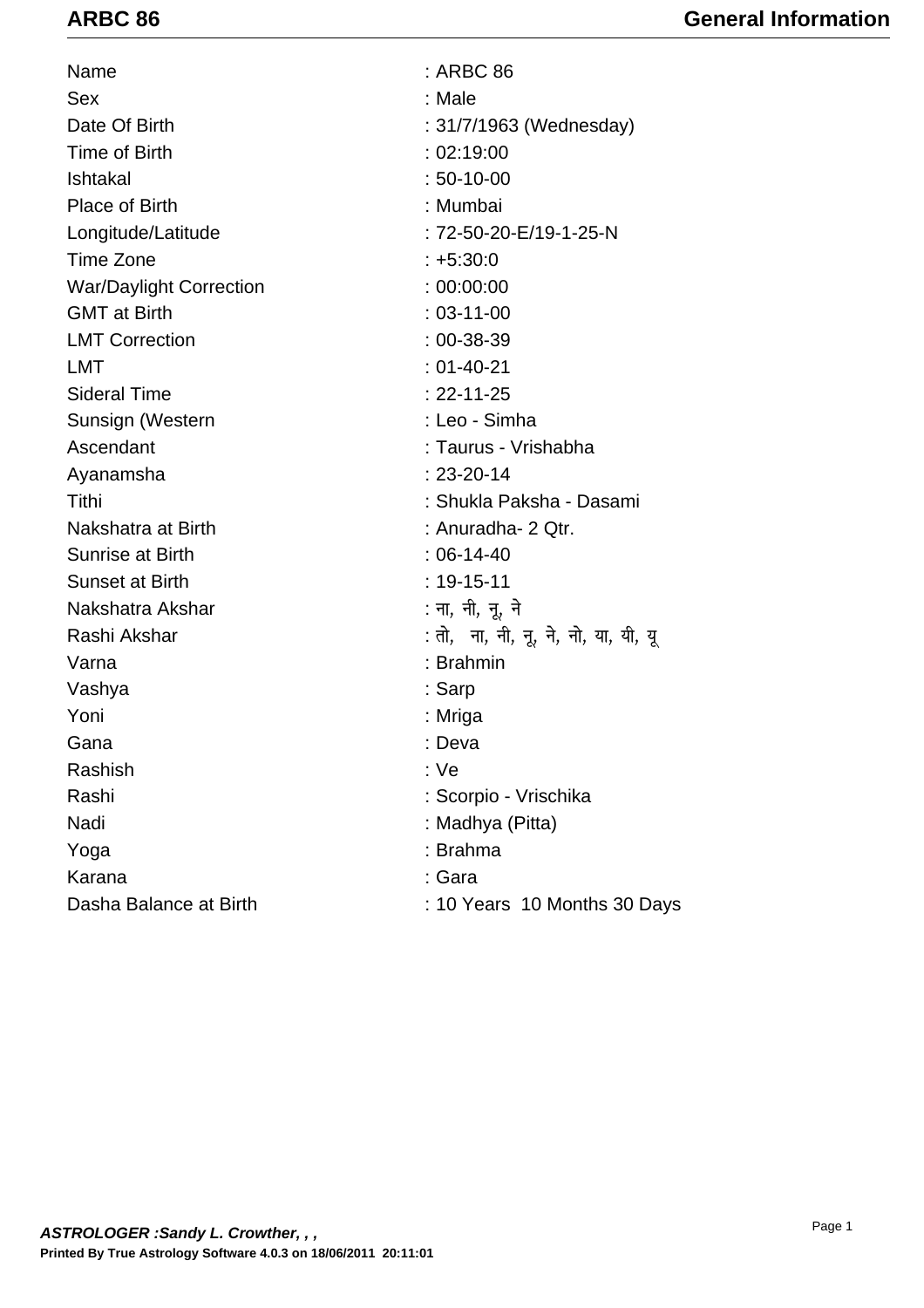# ARBC 86 — General Information

| | |
|---|---|
| Name | : ARBC 86 |
| Sex | : Male |
| Date Of Birth | : 31/7/1963 (Wednesday) |
| Time of Birth | : 02:19:00 |
| Ishtakal | : 50-10-00 |
| Place of Birth | : Mumbai |
| Longitude/Latitude | : 72-50-20-E/19-1-25-N |
| Time Zone | : +5:30:0 |
| War/Daylight Correction | : 00:00:00 |
| GMT at Birth | : 03-11-00 |
| LMT Correction | : 00-38-39 |
| LMT | : 01-40-21 |
| Sideral Time | : 22-11-25 |
| Sunsign (Western | : Leo - Simha |
| Ascendant | : Taurus - Vrishabha |
| Ayanamsha | : 23-20-14 |
| Tithi | : Shukla Paksha - Dasami |
| Nakshatra at Birth | : Anuradha- 2 Qtr. |
| Sunrise at Birth | : 06-14-40 |
| Sunset at Birth | : 19-15-11 |
| Nakshatra Akshar | : ना, नी, नू, ने |
| Rashi Akshar | : तो, ना, नी, नू, ने, नो, या, यी, यू |
| Varna | : Brahmin |
| Vashya | : Sarp |
| Yoni | : Mriga |
| Gana | : Deva |
| Rashish | : Ve |
| Rashi | : Scorpio - Vrischika |
| Nadi | : Madhya (Pitta) |
| Yoga | : Brahma |
| Karana | : Gara |
| Dasha Balance at Birth | : 10 Years 10 Months 30 Days |

***ASTROLOGER :Sandy L. Crowther, , ,***

**Printed By True Astrology Software 4.0.3 on 18/06/2011 20:11:01**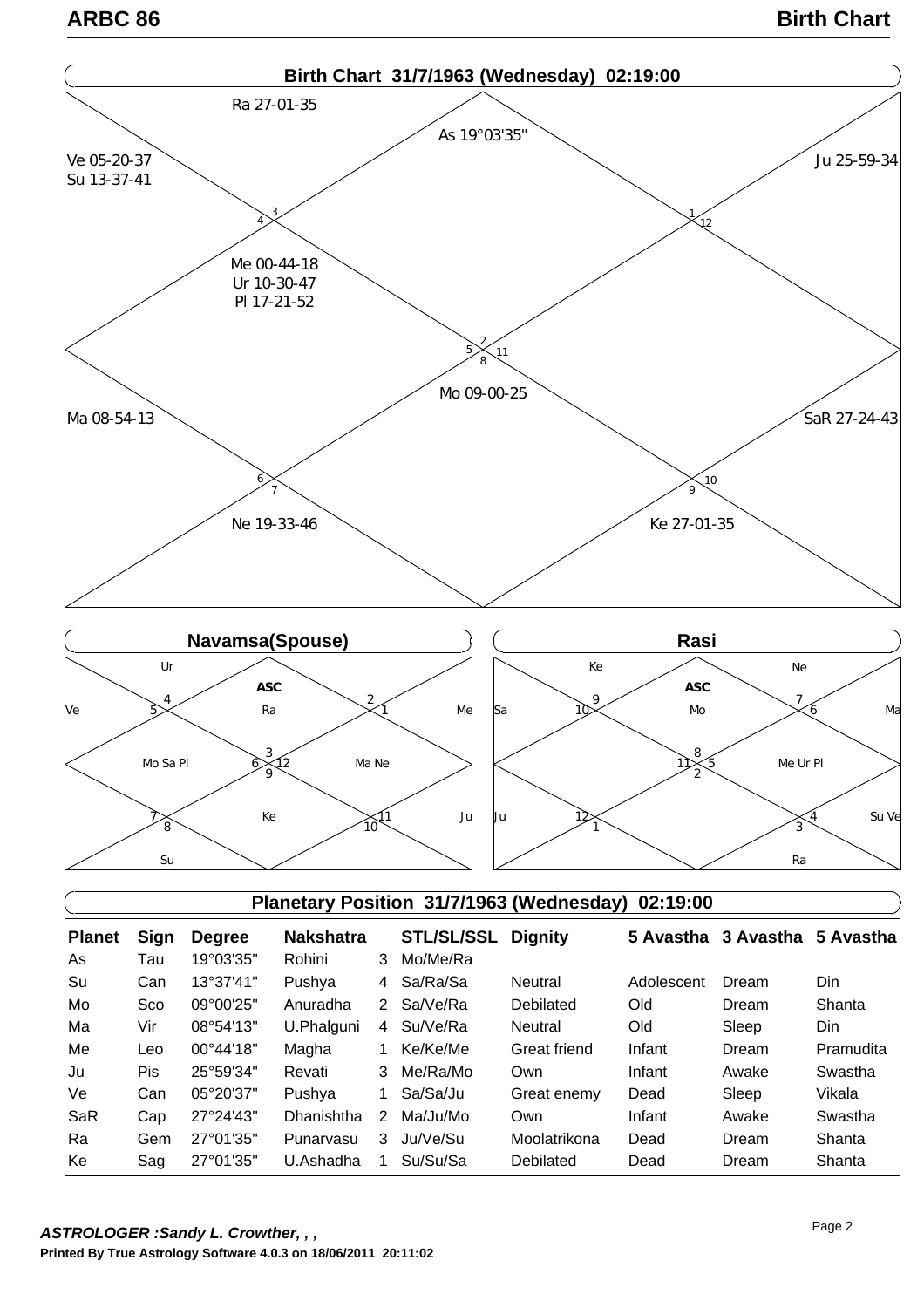## Birth Chart 31/7/1963 (Wednesday) 02:19:00

Ra 27-01-35

As 19°03'35"

Ve 05-20-37
Su 13-37-41

Ju 25-59-34

Me 00-44-18
Ur 10-30-47
Pl 17-21-52

Mo 09-00-25

Ma 08-54-13

SaR 27-24-43

Ne 19-33-46

Ke 27-01-35

### Navamsa(Spouse)

Ur

ASC
Ra

Ve

Me

Mo Sa Pl

Ma Ne

Ke

Ju

Su

### Rasi

Ke

ASC
Mo

Ne

Sa

Ma

Me Ur Pl

Ju

Su Ve

Ra

## Planetary Position 31/7/1963 (Wednesday) 02:19:00

| Planet | Sign | Degree | Nakshatra | | STL/SL/SSL | Dignity | 5 Avastha | 3 Avastha | 5 Avastha |
|---|---|---|---|---|---|---|---|---|---|
| As | Tau | 19°03'35" | Rohini | 3 | Mo/Me/Ra | | | | |
| Su | Can | 13°37'41" | Pushya | 4 | Sa/Ra/Sa | Neutral | Adolescent | Dream | Din |
| Mo | Sco | 09°00'25" | Anuradha | 2 | Sa/Ve/Ra | Debilated | Old | Dream | Shanta |
| Ma | Vir | 08°54'13" | U.Phalguni | 4 | Su/Ve/Ra | Neutral | Old | Sleep | Din |
| Me | Leo | 00°44'18" | Magha | 1 | Ke/Ke/Me | Great friend | Infant | Dream | Pramudita |
| Ju | Pis | 25°59'34" | Revati | 3 | Me/Ra/Mo | Own | Infant | Awake | Swastha |
| Ve | Can | 05°20'37" | Pushya | 1 | Sa/Sa/Ju | Great enemy | Dead | Sleep | Vikala |
| SaR | Cap | 27°24'43" | Dhanishtha | 2 | Ma/Ju/Mo | Own | Infant | Awake | Swastha |
| Ra | Gem | 27°01'35" | Punarvasu | 3 | Ju/Ve/Su | Moolatrikona | Dead | Dream | Shanta |
| Ke | Sag | 27°01'35" | U.Ashadha | 1 | Su/Su/Sa | Debilated | Dead | Dream | Shanta |

***ASTROLOGER :Sandy L. Crowther, , ,***

**Printed By True Astrology Software 4.0.3 on 18/06/2011 20:11:02**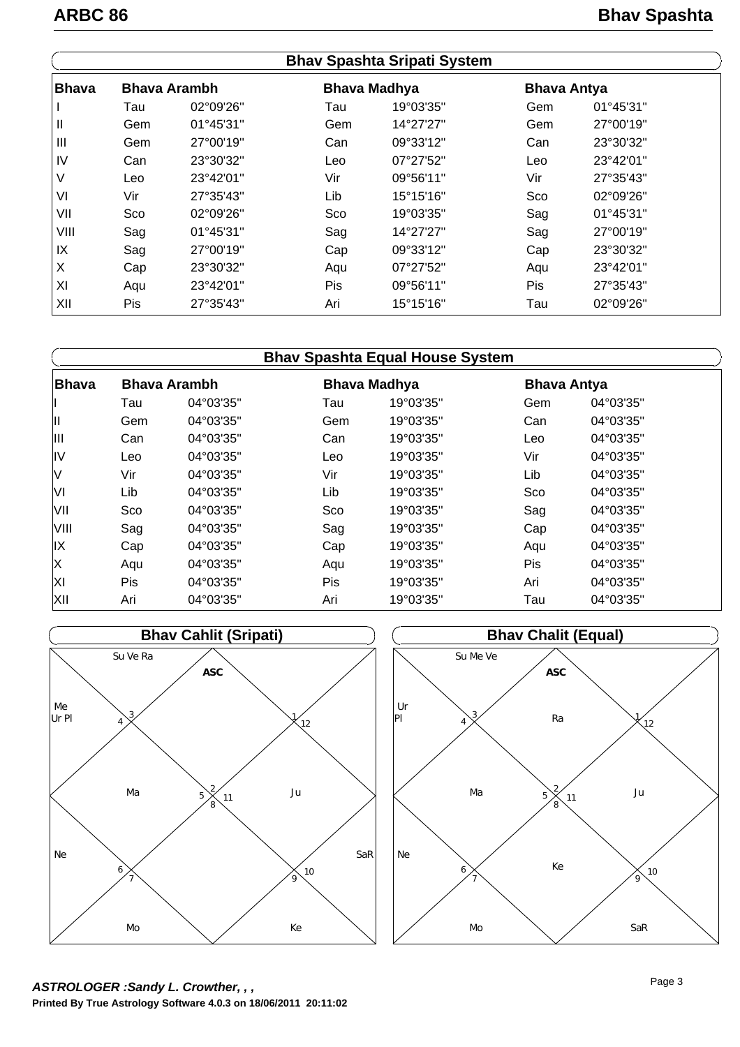## Bhav Spashta

### Bhav Spashta Sripati System

| Bhava | Bhava Arambh | | Bhava Madhya | | Bhava Antya | |
|---|---|---|---|---|---|---|
| I | Tau | 02°09'26" | Tau | 19°03'35" | Gem | 01°45'31" |
| II | Gem | 01°45'31" | Gem | 14°27'27" | Gem | 27°00'19" |
| III | Gem | 27°00'19" | Can | 09°33'12" | Can | 23°30'32" |
| IV | Can | 23°30'32" | Leo | 07°27'52" | Leo | 23°42'01" |
| V | Leo | 23°42'01" | Vir | 09°56'11" | Vir | 27°35'43" |
| VI | Vir | 27°35'43" | Lib | 15°15'16" | Sco | 02°09'26" |
| VII | Sco | 02°09'26" | Sco | 19°03'35" | Sag | 01°45'31" |
| VIII | Sag | 01°45'31" | Sag | 14°27'27" | Sag | 27°00'19" |
| IX | Sag | 27°00'19" | Cap | 09°33'12" | Cap | 23°30'32" |
| X | Cap | 23°30'32" | Aqu | 07°27'52" | Aqu | 23°42'01" |
| XI | Aqu | 23°42'01" | Pis | 09°56'11" | Pis | 27°35'43" |
| XII | Pis | 27°35'43" | Ari | 15°15'16" | Tau | 02°09'26" |

### Bhav Spashta Equal House System

| Bhava | Bhava Arambh | | Bhava Madhya | | Bhava Antya | |
|---|---|---|---|---|---|---|
| I | Tau | 04°03'35" | Tau | 19°03'35" | Gem | 04°03'35" |
| II | Gem | 04°03'35" | Gem | 19°03'35" | Can | 04°03'35" |
| III | Can | 04°03'35" | Can | 19°03'35" | Leo | 04°03'35" |
| IV | Leo | 04°03'35" | Leo | 19°03'35" | Vir | 04°03'35" |
| V | Vir | 04°03'35" | Vir | 19°03'35" | Lib | 04°03'35" |
| VI | Lib | 04°03'35" | Lib | 19°03'35" | Sco | 04°03'35" |
| VII | Sco | 04°03'35" | Sco | 19°03'35" | Sag | 04°03'35" |
| VIII | Sag | 04°03'35" | Sag | 19°03'35" | Cap | 04°03'35" |
| IX | Cap | 04°03'35" | Cap | 19°03'35" | Aqu | 04°03'35" |
| X | Aqu | 04°03'35" | Aqu | 19°03'35" | Pis | 04°03'35" |
| XI | Pis | 04°03'35" | Pis | 19°03'35" | Ari | 04°03'35" |
| XII | Ari | 04°03'35" | Ari | 19°03'35" | Tau | 04°03'35" |

### Bhav Cahlit (Sripati)

| House | Sign | Planets |
|---|---|---|
| 1 (ASC) | 2 | |
| 2 | 3 | Su Ve Ra |
| 3 | 4 | Me Ur Pl |
| 4 | 5 | Ma |
| 5 | 6 | Ne |
| 6 | 7 | Mo |
| 7 | 8 | |
| 8 | 9 | Ke |
| 9 | 10 | SaR |
| 10 | 11 | Ju |
| 11 | 12 | |
| 12 | 1 | |

### Bhav Chalit (Equal)

| House | Sign | Planets |
|---|---|---|
| 1 (ASC) | 2 | Ra |
| 2 | 3 | Su Me Ve |
| 3 | 4 | Ur Pl |
| 4 | 5 | Ma |
| 5 | 6 | Ne |
| 6 | 7 | Mo |
| 7 | 8 | Ke |
| 8 | 9 | SaR |
| 9 | 10 | |
| 10 | 11 | Ju |
| 11 | 12 | |
| 12 | 1 | |

***ASTROLOGER :Sandy L. Crowther, , ,***

**Printed By True Astrology Software 4.0.3 on 18/06/2011 20:11:02**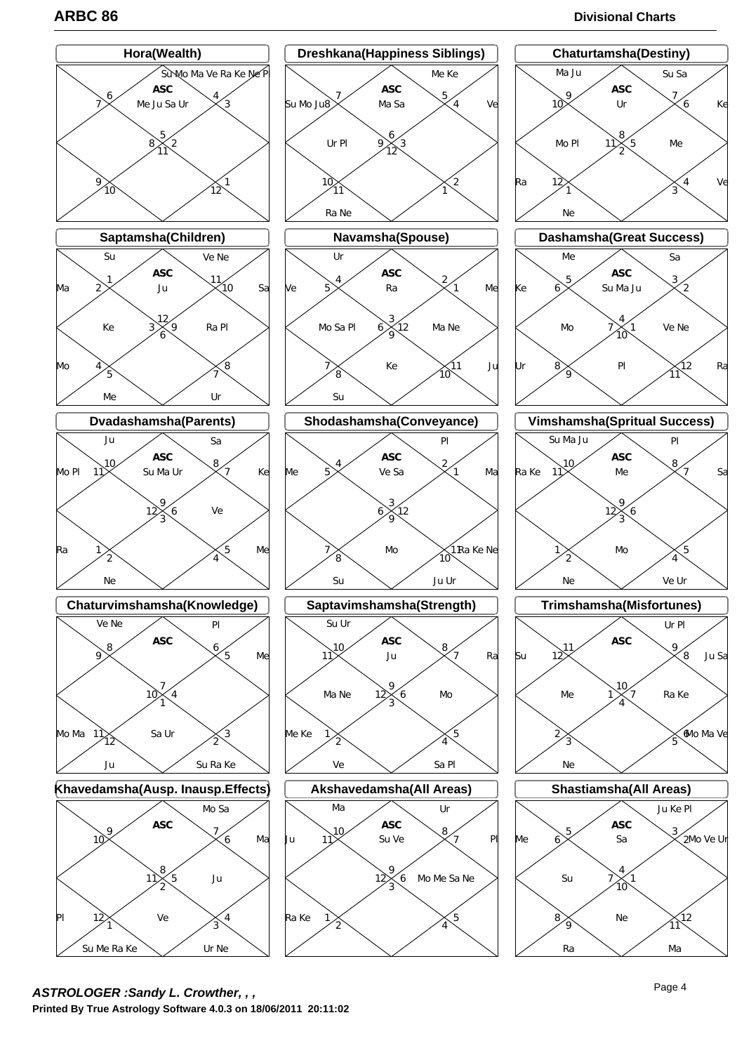# ARBC 86

## Divisional Charts

### Hora(Wealth)

ASC
Me Ju Sa Ur
Su Mo Ma Ve Ra Ke Ne Pl

6, 7, 4, 3, 5, 8, 2, 11, 9, 10, 1, 12

### Dreshkana(Happiness Siblings)

ASC
Ma Sa
Me Ke
Su Mo Ju 8
Ve
Ur Pl
Ra Ne

7, 5, 4, 6, 9, 3, 12, 10, 11, 2, 1

### Chaturtamsha(Destiny)

ASC
Ur
Ma Ju
Su Sa
Ke
Mo Pl
Me
Ra
Ve
Ne

9, 10, 7, 6, 8, 11, 5, 2, 12, 1, 4, 3

### Saptamsha(Children)

ASC
Ju
Su
Ve Ne
Ma
Sa
Ke
Ra Pl
Mo
Me
Ur

1, 2, 11, 10, 12, 3, 9, 6, 4, 5, 8, 7

### Navamsha(Spouse)

ASC
Ra
Ur
Ve
Me
Mo Sa Pl
Ma Ne
Ke
Ju
Su

4, 5, 2, 1, 3, 6, 12, 9, 7, 8, 11, 10

### Dashamsha(Great Success)

ASC
Su Ma Ju
Me
Sa
Ke
Mo
Ve Ne
Ur
Pl
Ra

5, 6, 3, 2, 4, 7, 1, 10, 8, 9, 12, 11

### Dvadashamsha(Parents)

ASC
Su Ma Ur
Ju
Sa
Mo Pl
Ke
Ve
Ra
Me
Ne

10, 11, 8, 7, 9, 12, 6, 3, 1, 2, 5, 4

### Shodashamsha(Conveyance)

ASC
Ve Sa
Pl
Me
Ma
Mo
Ra Ke Ne
Su
Ju Ur

4, 5, 2, 1, 3, 6, 12, 9, 7, 8, 11, 10

### Vimshamsha(Spritual Success)

ASC
Me
Su Ma Ju
Pl
Ra Ke
Sa
Mo
Ne
Ve Ur

10, 11, 8, 7, 9, 12, 6, 3, 1, 2, 5, 4

### Chaturvimshamsha(Knowledge)

ASC
Ve Ne
Pl
Me
Mo Ma
Sa Ur
Ju
Su Ra Ke

8, 9, 6, 5, 7, 10, 4, 1, 11, 12, 3, 2

### Saptavimshamsha(Strength)

ASC
Ju
Su Ur
Ra
Ma Ne
Mo
Me Ke
Ve
Sa Pl

10, 11, 8, 7, 9, 12, 6, 3, 1, 2, 5, 4

### Trimshamsha(Misfortunes)

ASC
Ur Pl
Su
Ju Sa
Me
Ra Ke
Mo Ma Ve
Ne

11, 12, 9, 8, 10, 1, 7, 4, 2, 3, 6, 5

### Khavedamsha(Ausp. Inausp.Effects)

ASC
Mo Sa
Ma
Ju
Pl
Ve
Su Me Ra Ke
Ur Ne

9, 10, 7, 6, 8, 11, 5, 2, 12, 1, 4, 3

### Akshavedamsha(All Areas)

ASC
Su Ve
Ma
Ur
Ju
Pl
Mo Me Sa Ne
Ra Ke

10, 11, 8, 7, 9, 12, 6, 3, 1, 2, 5, 4

### Shastiamsha(All Areas)

ASC
Sa
Ju Ke Pl
Me
Mo Ve Ur
Su
Ne
Ra
Ma

5, 6, 3, 2, 4, 7, 1, 10, 8, 9, 12, 11

***ASTROLOGER :Sandy L. Crowther, , ,***

**Printed By True Astrology Software 4.0.3 on 18/06/2011 20:11:02**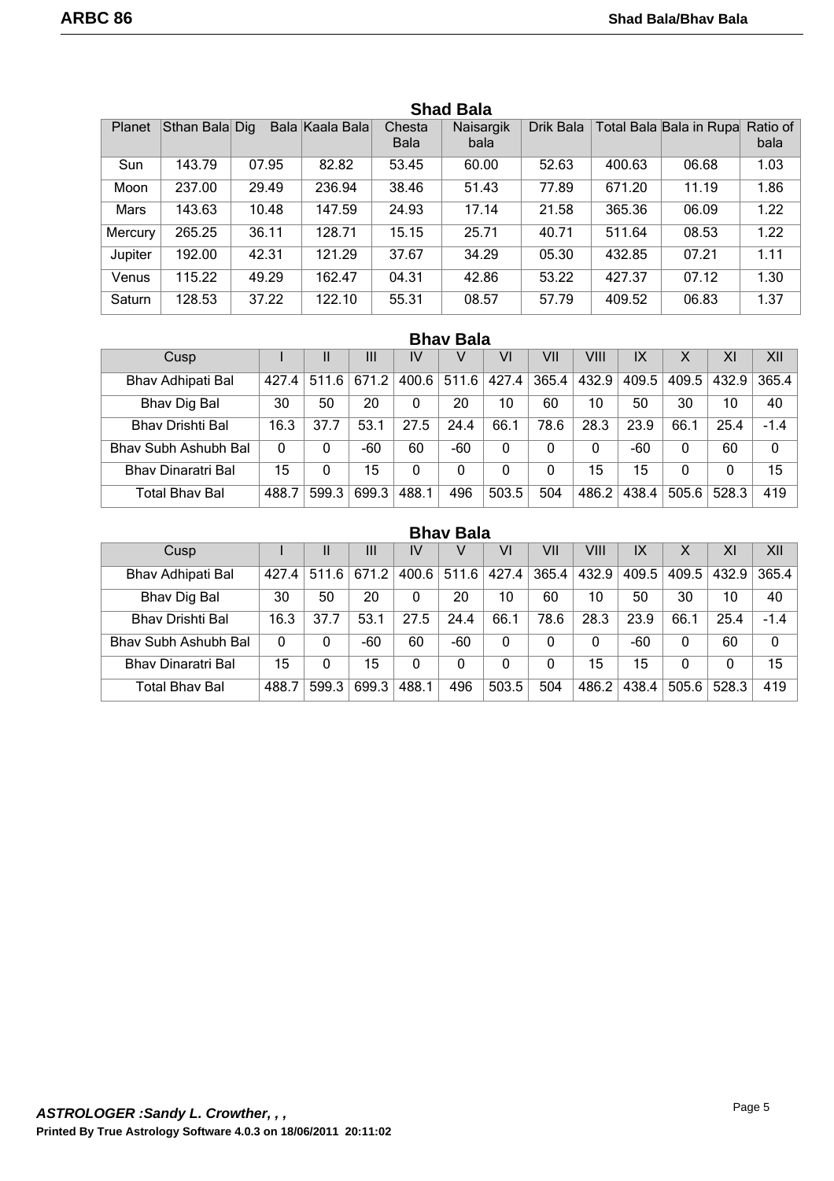## Shad Bala

| Planet | Sthan Bala | Dig Bala | Kaala Bala | Chesta Bala | Naisargik bala | Drik Bala | Total Bala | Bala in Rupa | Ratio of bala |
|---|---|---|---|---|---|---|---|---|---|
| Sun | 143.79 | 07.95 | 82.82 | 53.45 | 60.00 | 52.63 | 400.63 | 06.68 | 1.03 |
| Moon | 237.00 | 29.49 | 236.94 | 38.46 | 51.43 | 77.89 | 671.20 | 11.19 | 1.86 |
| Mars | 143.63 | 10.48 | 147.59 | 24.93 | 17.14 | 21.58 | 365.36 | 06.09 | 1.22 |
| Mercury | 265.25 | 36.11 | 128.71 | 15.15 | 25.71 | 40.71 | 511.64 | 08.53 | 1.22 |
| Jupiter | 192.00 | 42.31 | 121.29 | 37.67 | 34.29 | 05.30 | 432.85 | 07.21 | 1.11 |
| Venus | 115.22 | 49.29 | 162.47 | 04.31 | 42.86 | 53.22 | 427.37 | 07.12 | 1.30 |
| Saturn | 128.53 | 37.22 | 122.10 | 55.31 | 08.57 | 57.79 | 409.52 | 06.83 | 1.37 |

## Bhav Bala

| Cusp | I | II | III | IV | V | VI | VII | VIII | IX | X | XI | XII |
|---|---|---|---|---|---|---|---|---|---|---|---|---|
| Bhav Adhipati Bal | 427.4 | 511.6 | 671.2 | 400.6 | 511.6 | 427.4 | 365.4 | 432.9 | 409.5 | 409.5 | 432.9 | 365.4 |
| Bhav Dig Bal | 30 | 50 | 20 | 0 | 20 | 10 | 60 | 10 | 50 | 30 | 10 | 40 |
| Bhav Drishti Bal | 16.3 | 37.7 | 53.1 | 27.5 | 24.4 | 66.1 | 78.6 | 28.3 | 23.9 | 66.1 | 25.4 | -1.4 |
| Bhav Subh Ashubh Bal | 0 | 0 | -60 | 60 | -60 | 0 | 0 | 0 | -60 | 0 | 60 | 0 |
| Bhav Dinaratri Bal | 15 | 0 | 15 | 0 | 0 | 0 | 0 | 15 | 15 | 0 | 0 | 15 |
| Total Bhav Bal | 488.7 | 599.3 | 699.3 | 488.1 | 496 | 503.5 | 504 | 486.2 | 438.4 | 505.6 | 528.3 | 419 |

## Bhav Bala

| Cusp | I | II | III | IV | V | VI | VII | VIII | IX | X | XI | XII |
|---|---|---|---|---|---|---|---|---|---|---|---|---|
| Bhav Adhipati Bal | 427.4 | 511.6 | 671.2 | 400.6 | 511.6 | 427.4 | 365.4 | 432.9 | 409.5 | 409.5 | 432.9 | 365.4 |
| Bhav Dig Bal | 30 | 50 | 20 | 0 | 20 | 10 | 60 | 10 | 50 | 30 | 10 | 40 |
| Bhav Drishti Bal | 16.3 | 37.7 | 53.1 | 27.5 | 24.4 | 66.1 | 78.6 | 28.3 | 23.9 | 66.1 | 25.4 | -1.4 |
| Bhav Subh Ashubh Bal | 0 | 0 | -60 | 60 | -60 | 0 | 0 | 0 | -60 | 0 | 60 | 0 |
| Bhav Dinaratri Bal | 15 | 0 | 15 | 0 | 0 | 0 | 0 | 15 | 15 | 0 | 0 | 15 |
| Total Bhav Bal | 488.7 | 599.3 | 699.3 | 488.1 | 496 | 503.5 | 504 | 486.2 | 438.4 | 505.6 | 528.3 | 419 |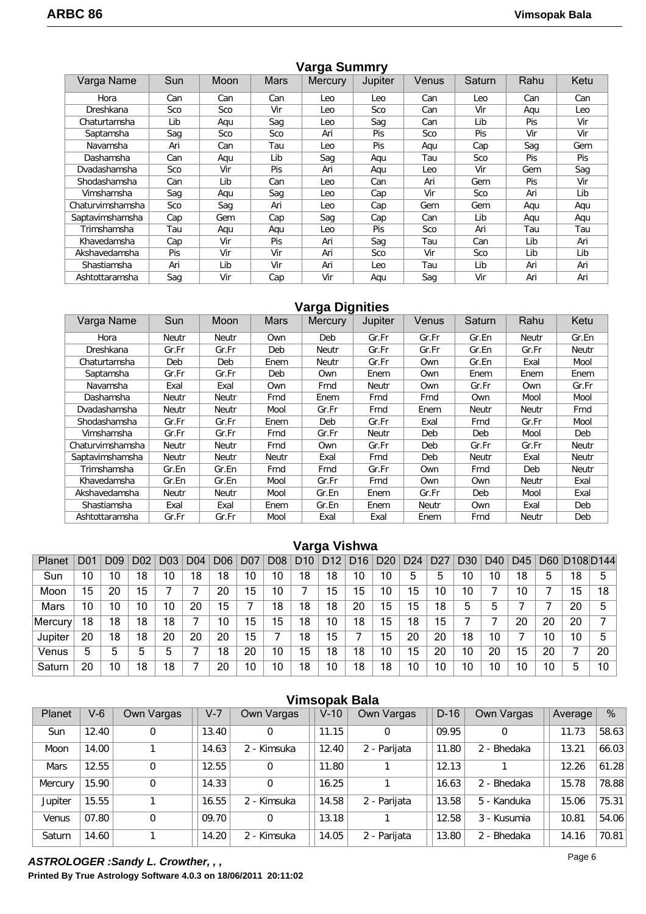## Varga Summry

| Varga Name | Sun | Moon | Mars | Mercury | Jupiter | Venus | Saturn | Rahu | Ketu |
|---|---|---|---|---|---|---|---|---|---|
| Hora | Can | Can | Can | Leo | Leo | Can | Leo | Can | Can |
| Dreshkana | Sco | Sco | Vir | Leo | Sco | Can | Vir | Aqu | Leo |
| Chaturtamsha | Lib | Aqu | Sag | Leo | Sag | Can | Lib | Pis | Vir |
| Saptamsha | Sag | Sco | Sco | Ari | Pis | Sco | Pis | Vir | Vir |
| Navamsha | Ari | Can | Tau | Leo | Pis | Aqu | Cap | Sag | Gem |
| Dashamsha | Can | Aqu | Lib | Sag | Aqu | Tau | Sco | Pis | Pis |
| Dvadashamsha | Sco | Vir | Pis | Ari | Aqu | Leo | Vir | Gem | Sag |
| Shodashamsha | Can | Lib | Can | Leo | Can | Ari | Gem | Pis | Vir |
| Vimshamsha | Sag | Aqu | Sag | Leo | Cap | Vir | Sco | Ari | Lib |
| Chaturvimshamsha | Sco | Sag | Ari | Leo | Cap | Gem | Gem | Aqu | Aqu |
| Saptavimshamsha | Cap | Gem | Cap | Sag | Cap | Can | Lib | Aqu | Aqu |
| Trimshamsha | Tau | Aqu | Aqu | Leo | Pis | Sco | Ari | Tau | Tau |
| Khavedamsha | Cap | Vir | Pis | Ari | Sag | Tau | Can | Lib | Ari |
| Akshavedamsha | Pis | Vir | Vir | Ari | Sco | Vir | Sco | Lib | Lib |
| Shastiamsha | Ari | Lib | Vir | Ari | Leo | Tau | Lib | Ari | Ari |
| Ashtottaramsha | Sag | Vir | Cap | Vir | Aqu | Sag | Vir | Ari | Ari |

## Varga Dignities

| Varga Name | Sun | Moon | Mars | Mercury | Jupiter | Venus | Saturn | Rahu | Ketu |
|---|---|---|---|---|---|---|---|---|---|
| Hora | Neutr | Neutr | Own | Deb | Gr.Fr | Gr.Fr | Gr.En | Neutr | Gr.En |
| Dreshkana | Gr.Fr | Gr.Fr | Deb | Neutr | Gr.Fr | Gr.Fr | Gr.En | Gr.Fr | Neutr |
| Chaturtamsha | Deb | Deb | Enem | Neutr | Gr.Fr | Own | Gr.En | Exal | Mool |
| Saptamsha | Gr.Fr | Gr.Fr | Deb | Own | Enem | Own | Enem | Enem | Enem |
| Navamsha | Exal | Exal | Own | Frnd | Neutr | Own | Gr.Fr | Own | Gr.Fr |
| Dashamsha | Neutr | Neutr | Frnd | Enem | Frnd | Frnd | Own | Mool | Mool |
| Dvadashamsha | Neutr | Neutr | Mool | Gr.Fr | Frnd | Enem | Neutr | Neutr | Frnd |
| Shodashamsha | Gr.Fr | Gr.Fr | Enem | Deb | Gr.Fr | Exal | Frnd | Gr.Fr | Mool |
| Vimshamsha | Gr.Fr | Gr.Fr | Frnd | Gr.Fr | Neutr | Deb | Deb | Mool | Deb |
| Chaturvimshamsha | Neutr | Neutr | Frnd | Own | Gr.Fr | Deb | Gr.Fr | Gr.Fr | Neutr |
| Saptavimshamsha | Neutr | Neutr | Neutr | Exal | Frnd | Deb | Neutr | Exal | Neutr |
| Trimshamsha | Gr.En | Gr.En | Frnd | Frnd | Gr.Fr | Own | Frnd | Deb | Neutr |
| Khavedamsha | Gr.En | Gr.En | Mool | Gr.Fr | Frnd | Own | Own | Neutr | Exal |
| Akshavedamsha | Neutr | Neutr | Mool | Gr.En | Enem | Gr.Fr | Deb | Mool | Exal |
| Shastiamsha | Exal | Exal | Enem | Gr.En | Enem | Neutr | Own | Exal | Deb |
| Ashtottaramsha | Gr.Fr | Gr.Fr | Mool | Exal | Exal | Enem | Frnd | Neutr | Deb |

## Varga Vishwa

| Planet | D01 | D09 | D02 | D03 | D04 | D06 | D07 | D08 | D10 | D12 | D16 | D20 | D24 | D27 | D30 | D40 | D45 | D60 | D108 | D144 |
|---|---|---|---|---|---|---|---|---|---|---|---|---|---|---|---|---|---|---|---|---|
| Sun | 10 | 10 | 18 | 10 | 18 | 18 | 10 | 10 | 18 | 18 | 10 | 10 | 5 | 5 | 10 | 10 | 18 | 5 | 18 | 5 |
| Moon | 15 | 20 | 15 | 7 | 7 | 20 | 15 | 10 | 7 | 15 | 15 | 10 | 15 | 10 | 10 | 7 | 10 | 7 | 15 | 18 |
| Mars | 10 | 10 | 10 | 10 | 20 | 15 | 7 | 18 | 18 | 18 | 20 | 15 | 15 | 18 | 5 | 5 | 7 | 7 | 20 | 5 |
| Mercury | 18 | 18 | 18 | 18 | 7 | 10 | 15 | 15 | 18 | 10 | 18 | 15 | 18 | 15 | 7 | 7 | 20 | 20 | 20 | 7 |
| Jupiter | 20 | 18 | 18 | 20 | 20 | 20 | 15 | 7 | 18 | 15 | 7 | 15 | 20 | 20 | 18 | 10 | 7 | 10 | 10 | 5 |
| Venus | 5 | 5 | 5 | 5 | 7 | 18 | 20 | 10 | 15 | 18 | 18 | 10 | 15 | 20 | 10 | 20 | 15 | 20 | 7 | 20 |
| Saturn | 20 | 10 | 18 | 18 | 7 | 20 | 10 | 10 | 18 | 10 | 18 | 18 | 10 | 10 | 10 | 10 | 10 | 10 | 5 | 10 |

## Vimsopak Bala

| Planet | V-6 | Own Vargas | V-7 | Own Vargas | V-10 | Own Vargas | D-16 | Own Vargas | Average | % |
|---|---|---|---|---|---|---|---|---|---|---|
| Sun | 12.40 | 0 | 13.40 | 0 | 11.15 | 0 | 09.95 | 0 | 11.73 | 58.63 |
| Moon | 14.00 | 1 | 14.63 | 2 - Kimsuka | 12.40 | 2 - Parijata | 11.80 | 2 - Bhedaka | 13.21 | 66.03 |
| Mars | 12.55 | 0 | 12.55 | 0 | 11.80 | 1 | 12.13 | 1 | 12.26 | 61.28 |
| Mercury | 15.90 | 0 | 14.33 | 0 | 16.25 | 1 | 16.63 | 2 - Bhedaka | 15.78 | 78.88 |
| Jupiter | 15.55 | 1 | 16.55 | 2 - Kimsuka | 14.58 | 2 - Parijata | 13.58 | 5 - Kanduka | 15.06 | 75.31 |
| Venus | 07.80 | 0 | 09.70 | 0 | 13.18 | 1 | 12.58 | 3 - Kusumia | 10.81 | 54.06 |
| Saturn | 14.60 | 1 | 14.20 | 2 - Kimsuka | 14.05 | 2 - Parijata | 13.80 | 2 - Bhedaka | 14.16 | 70.81 |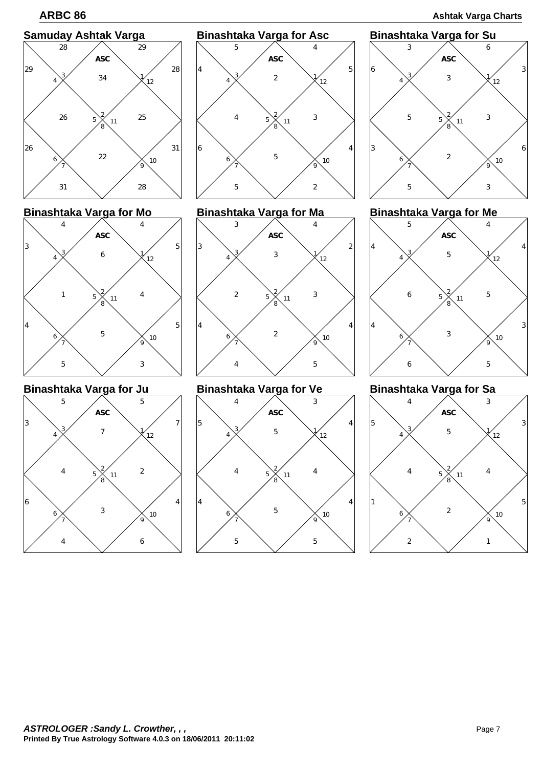# Ashtak Varga Charts

| Chart | House 1 (ASC, Sign 2) | House 2 (Sign 3) | House 3 (Sign 4) | House 4 (Sign 5) | House 5 (Sign 6) | House 6 (Sign 7) | House 7 (Sign 8) | House 8 (Sign 9) | House 9 (Sign 10) | House 10 (Sign 11) | House 11 (Sign 12) | House 12 (Sign 1) |
|---|---|---|---|---|---|---|---|---|---|---|---|---|
| Samuday Ashtak Varga | 34 | 28 | 29 | 26 | 26 | 31 | 22 | 28 | 31 | 25 | 28 | 29 |
| Binashtaka Varga for Asc | 2 | 5 | 4 | 4 | 6 | 5 | 5 | 2 | 4 | 3 | 5 | 4 |
| Binashtaka Varga for Su | 3 | 3 | 6 | 5 | 3 | 5 | 2 | 3 | 6 | 3 | 3 | 6 |
| Binashtaka Varga for Mo | 6 | 4 | 3 | 1 | 4 | 5 | 5 | 3 | 5 | 4 | 5 | 4 |
| Binashtaka Varga for Ma | 3 | 3 | 3 | 2 | 4 | 4 | 2 | 5 | 4 | 3 | 2 | 4 |
| Binashtaka Varga for Me | 5 | 5 | 4 | 6 | 4 | 6 | 3 | 5 | 3 | 5 | 4 | 4 |
| Binashtaka Varga for Ju | 7 | 5 | 3 | 4 | 6 | 4 | 3 | 6 | 4 | 2 | 7 | 5 |
| Binashtaka Varga for Ve | 5 | 4 | 5 | 4 | 4 | 5 | 5 | 5 | 4 | 4 | 4 | 3 |
| Binashtaka Varga for Sa | 5 | 4 | 5 | 4 | 1 | 2 | 2 | 1 | 5 | 4 | 3 | 3 |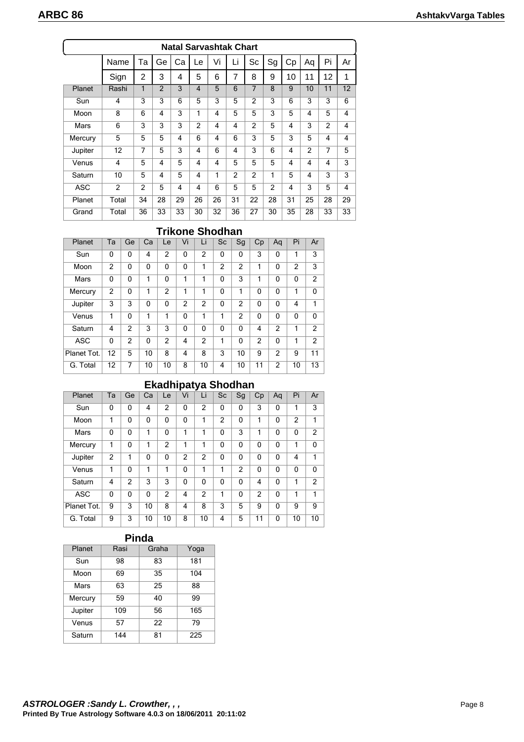## Natal Sarvashtak Chart

| | Name | Ta | Ge | Ca | Le | Vi | Li | Sc | Sg | Cp | Aq | Pi | Ar |
|---|---|---|---|---|---|---|---|---|---|---|---|---|---|
| | Sign | 2 | 3 | 4 | 5 | 6 | 7 | 8 | 9 | 10 | 11 | 12 | 1 |
| Planet | Rashi | 1 | 2 | 3 | 4 | 5 | 6 | 7 | 8 | 9 | 10 | 11 | 12 |
| Sun | 4 | 3 | 3 | 6 | 5 | 3 | 5 | 2 | 3 | 6 | 3 | 3 | 6 |
| Moon | 8 | 6 | 4 | 3 | 1 | 4 | 5 | 5 | 3 | 5 | 4 | 5 | 4 |
| Mars | 6 | 3 | 3 | 3 | 2 | 4 | 4 | 2 | 5 | 4 | 3 | 2 | 4 |
| Mercury | 5 | 5 | 5 | 4 | 6 | 4 | 6 | 3 | 5 | 3 | 5 | 4 | 4 |
| Jupiter | 12 | 7 | 5 | 3 | 4 | 6 | 4 | 3 | 6 | 4 | 2 | 7 | 5 |
| Venus | 4 | 5 | 4 | 5 | 4 | 4 | 5 | 5 | 5 | 4 | 4 | 4 | 3 |
| Saturn | 10 | 5 | 4 | 5 | 4 | 1 | 2 | 2 | 1 | 5 | 4 | 3 | 3 |
| ASC | 2 | 2 | 5 | 4 | 4 | 6 | 5 | 5 | 2 | 4 | 3 | 5 | 4 |
| Planet | Total | 34 | 28 | 29 | 26 | 26 | 31 | 22 | 28 | 31 | 25 | 28 | 29 |
| Grand | Total | 36 | 33 | 33 | 30 | 32 | 36 | 27 | 30 | 35 | 28 | 33 | 33 |

## Trikone Shodhan

| Planet | Ta | Ge | Ca | Le | Vi | Li | Sc | Sg | Cp | Aq | Pi | Ar |
|---|---|---|---|---|---|---|---|---|---|---|---|---|
| Sun | 0 | 0 | 4 | 2 | 0 | 2 | 0 | 0 | 3 | 0 | 1 | 3 |
| Moon | 2 | 0 | 0 | 0 | 0 | 1 | 2 | 2 | 1 | 0 | 2 | 3 |
| Mars | 0 | 0 | 1 | 0 | 1 | 1 | 0 | 3 | 1 | 0 | 0 | 2 |
| Mercury | 2 | 0 | 1 | 2 | 1 | 1 | 0 | 1 | 0 | 0 | 1 | 0 |
| Jupiter | 3 | 3 | 0 | 0 | 2 | 2 | 0 | 2 | 0 | 0 | 4 | 1 |
| Venus | 1 | 0 | 1 | 1 | 0 | 1 | 1 | 2 | 0 | 0 | 0 | 0 |
| Saturn | 4 | 2 | 3 | 3 | 0 | 0 | 0 | 0 | 4 | 2 | 1 | 2 |
| ASC | 0 | 2 | 0 | 2 | 4 | 2 | 1 | 0 | 2 | 0 | 1 | 2 |
| Planet Tot. | 12 | 5 | 10 | 8 | 4 | 8 | 3 | 10 | 9 | 2 | 9 | 11 |
| G. Total | 12 | 7 | 10 | 10 | 8 | 10 | 4 | 10 | 11 | 2 | 10 | 13 |

## Ekadhipatya Shodhan

| Planet | Ta | Ge | Ca | Le | Vi | Li | Sc | Sg | Cp | Aq | Pi | Ar |
|---|---|---|---|---|---|---|---|---|---|---|---|---|
| Sun | 0 | 0 | 4 | 2 | 0 | 2 | 0 | 0 | 3 | 0 | 1 | 3 |
| Moon | 1 | 0 | 0 | 0 | 0 | 1 | 2 | 0 | 1 | 0 | 2 | 1 |
| Mars | 0 | 0 | 1 | 0 | 1 | 1 | 0 | 3 | 1 | 0 | 0 | 2 |
| Mercury | 1 | 0 | 1 | 2 | 1 | 1 | 0 | 0 | 0 | 0 | 1 | 0 |
| Jupiter | 2 | 1 | 0 | 0 | 2 | 2 | 0 | 0 | 0 | 0 | 4 | 1 |
| Venus | 1 | 0 | 1 | 1 | 0 | 1 | 1 | 2 | 0 | 0 | 0 | 0 |
| Saturn | 4 | 2 | 3 | 3 | 0 | 0 | 0 | 0 | 4 | 0 | 1 | 2 |
| ASC | 0 | 0 | 0 | 2 | 4 | 2 | 1 | 0 | 2 | 0 | 1 | 1 |
| Planet Tot. | 9 | 3 | 10 | 8 | 4 | 8 | 3 | 5 | 9 | 0 | 9 | 9 |
| G. Total | 9 | 3 | 10 | 10 | 8 | 10 | 4 | 5 | 11 | 0 | 10 | 10 |

## Pinda

| Planet | Rasi | Graha | Yoga |
|---|---|---|---|
| Sun | 98 | 83 | 181 |
| Moon | 69 | 35 | 104 |
| Mars | 63 | 25 | 88 |
| Mercury | 59 | 40 | 99 |
| Jupiter | 109 | 56 | 165 |
| Venus | 57 | 22 | 79 |
| Saturn | 144 | 81 | 225 |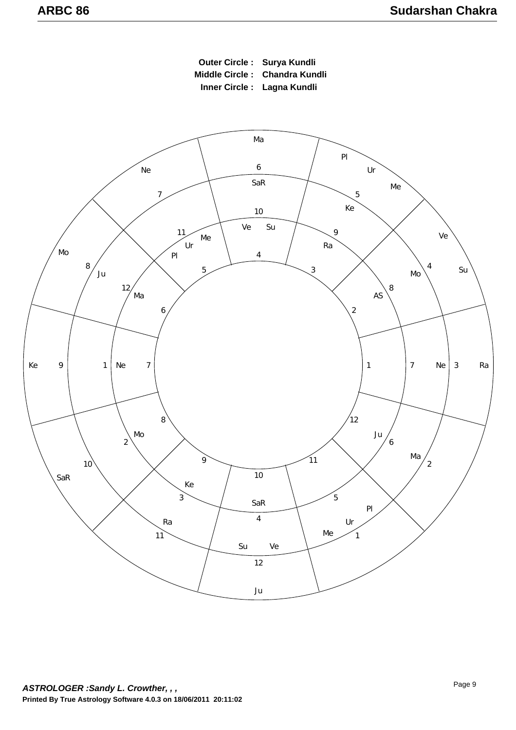# Sudarshan Chakra

**Outer Circle :** Surya Kundli
**Middle Circle :** Chandra Kundli
**Inner Circle :** Lagna Kundli

| House | Lagna Kundli (Inner) Sign | Lagna Kundli Planets | Chandra Kundli (Middle) Sign | Chandra Kundli Planets | Surya Kundli (Outer) Sign | Surya Kundli Planets |
|---|---|---|---|---|---|---|
| 1 | 1 | | 7 | Ne | 3 | Ra |
| 2 | 2 | AS | 8 | Mo | 4 | Ve Su |
| 3 | 3 | Ra | 9 | Ke | 5 | Pl Ur Me |
| 4 | 4 | Ve Su | 10 | SaR | 6 | Ma |
| 5 | 5 | Me Ur Pl | 11 | | 7 | Ne |
| 6 | 6 | Ma | 12 | Ju | 8 | Mo |
| 7 | 7 | Ne | 1 | | 9 | Ke |
| 8 | 8 | Mo | 2 | | 10 | SaR |
| 9 | 9 | Ke | 3 | Ra | 11 | |
| 10 | 10 | SaR | 4 | Su Ve | 12 | Ju |
| 11 | 11 | | 5 | Pl Ur Me | 1 | |
| 12 | 12 | Ju | 6 | Ma | 2 | |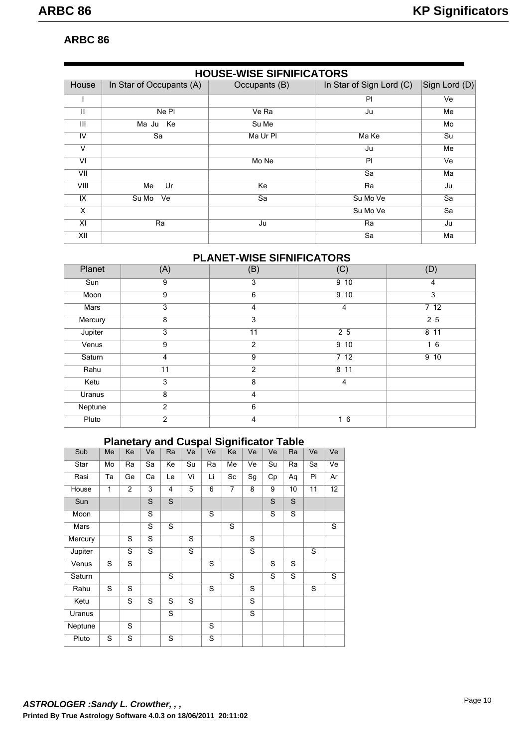## ARBC 86

### HOUSE-WISE SIFNIFICATORS

| House | In Star of Occupants (A) | Occupants (B) | In Star of Sign Lord (C) | Sign Lord (D) |
|---|---|---|---|---|
| I | | | Pl | Ve |
| II | Ne Pl | Ve Ra | Ju | Me |
| III | Ma Ju Ke | Su Me | | Mo |
| IV | Sa | Ma Ur Pl | Ma Ke | Su |
| V | | | Ju | Me |
| VI | | Mo Ne | Pl | Ve |
| VII | | | Sa | Ma |
| VIII | Me Ur | Ke | Ra | Ju |
| IX | Su Mo Ve | Sa | Su Mo Ve | Sa |
| X | | | Su Mo Ve | Sa |
| XI | Ra | Ju | Ra | Ju |
| XII | | | Sa | Ma |

### PLANET-WISE SIFNIFICATORS

| Planet | (A) | (B) | (C) | (D) |
|---|---|---|---|---|
| Sun | 9 | 3 | 9 10 | 4 |
| Moon | 9 | 6 | 9 10 | 3 |
| Mars | 3 | 4 | 4 | 7 12 |
| Mercury | 8 | 3 | | 2 5 |
| Jupiter | 3 | 11 | 2 5 | 8 11 |
| Venus | 9 | 2 | 9 10 | 1 6 |
| Saturn | 4 | 9 | 7 12 | 9 10 |
| Rahu | 11 | 2 | 8 11 | |
| Ketu | 3 | 8 | 4 | |
| Uranus | 8 | 4 | | |
| Neptune | 2 | 6 | | |
| Pluto | 2 | 4 | 1 6 | |

### Planetary and Cuspal Significator Table

| Sub | Me | Ke | Ve | Ra | Ve | Ve | Ke | Ve | Ve | Ra | Ve | Ve |
|---|---|---|---|---|---|---|---|---|---|---|---|---|
| Star | Mo | Ra | Sa | Ke | Su | Ra | Me | Ve | Su | Ra | Sa | Ve |
| Rasi | Ta | Ge | Ca | Le | Vi | Li | Sc | Sg | Cp | Aq | Pi | Ar |
| House | 1 | 2 | 3 | 4 | 5 | 6 | 7 | 8 | 9 | 10 | 11 | 12 |
| Sun | | | S | S | | | | | S | S | | |
| Moon | | | S | | | S | | | S | S | | |
| Mars | | | S | S | | | S | | | | | S |
| Mercury | | S | S | | S | | | S | | | | |
| Jupiter | | S | S | | S | | | S | | | S | |
| Venus | S | S | | | | S | | | S | S | | |
| Saturn | | | | S | | | S | | S | S | | S |
| Rahu | S | S | | | | S | | S | | | S | |
| Ketu | | S | S | S | S | | | S | | | | |
| Uranus | | | | S | | | | S | | | | |
| Neptune | | S | | | | S | | | | | | |
| Pluto | S | S | | S | | S | | | | | | |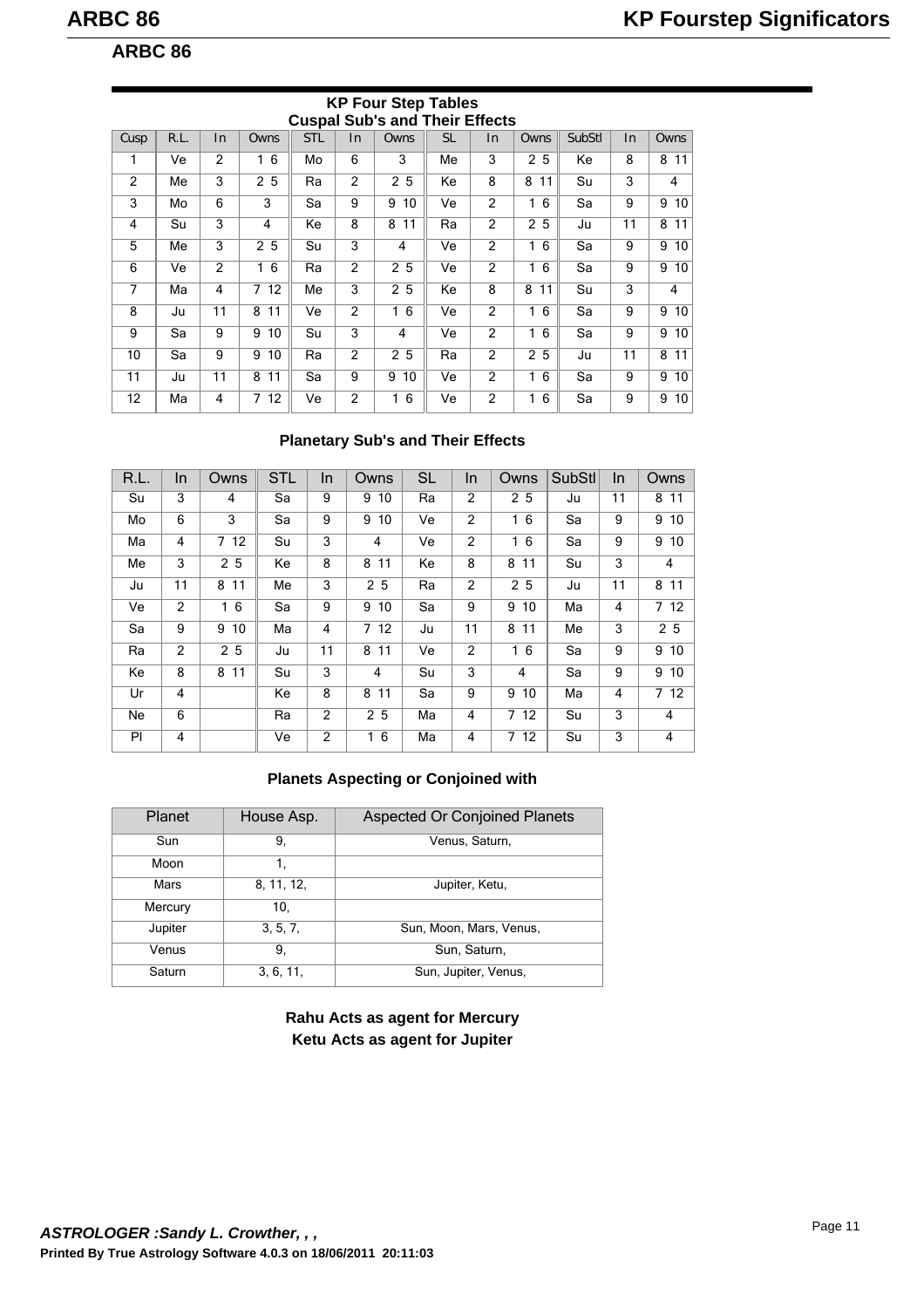## ARBC 86

### KP Four Step Tables
### Cuspal Sub's and Their Effects

| Cusp | R.L. | In | Owns | STL | In | Owns | SL | In | Owns | SubStl | In | Owns |
|---|---|---|---|---|---|---|---|---|---|---|---|---|
| 1 | Ve | 2 | 1 6 | Mo | 6 | 3 | Me | 3 | 2 5 | Ke | 8 | 8 11 |
| 2 | Me | 3 | 2 5 | Ra | 2 | 2 5 | Ke | 8 | 8 11 | Su | 3 | 4 |
| 3 | Mo | 6 | 3 | Sa | 9 | 9 10 | Ve | 2 | 1 6 | Sa | 9 | 9 10 |
| 4 | Su | 3 | 4 | Ke | 8 | 8 11 | Ra | 2 | 2 5 | Ju | 11 | 8 11 |
| 5 | Me | 3 | 2 5 | Su | 3 | 4 | Ve | 2 | 1 6 | Sa | 9 | 9 10 |
| 6 | Ve | 2 | 1 6 | Ra | 2 | 2 5 | Ve | 2 | 1 6 | Sa | 9 | 9 10 |
| 7 | Ma | 4 | 7 12 | Me | 3 | 2 5 | Ke | 8 | 8 11 | Su | 3 | 4 |
| 8 | Ju | 11 | 8 11 | Ve | 2 | 1 6 | Ve | 2 | 1 6 | Sa | 9 | 9 10 |
| 9 | Sa | 9 | 9 10 | Su | 3 | 4 | Ve | 2 | 1 6 | Sa | 9 | 9 10 |
| 10 | Sa | 9 | 9 10 | Ra | 2 | 2 5 | Ra | 2 | 2 5 | Ju | 11 | 8 11 |
| 11 | Ju | 11 | 8 11 | Sa | 9 | 9 10 | Ve | 2 | 1 6 | Sa | 9 | 9 10 |
| 12 | Ma | 4 | 7 12 | Ve | 2 | 1 6 | Ve | 2 | 1 6 | Sa | 9 | 9 10 |

### Planetary Sub's and Their Effects

| R.L. | In | Owns | STL | In | Owns | SL | In | Owns | SubStl | In | Owns |
|---|---|---|---|---|---|---|---|---|---|---|---|
| Su | 3 | 4 | Sa | 9 | 9 10 | Ra | 2 | 2 5 | Ju | 11 | 8 11 |
| Mo | 6 | 3 | Sa | 9 | 9 10 | Ve | 2 | 1 6 | Sa | 9 | 9 10 |
| Ma | 4 | 7 12 | Su | 3 | 4 | Ve | 2 | 1 6 | Sa | 9 | 9 10 |
| Me | 3 | 2 5 | Ke | 8 | 8 11 | Ke | 8 | 8 11 | Su | 3 | 4 |
| Ju | 11 | 8 11 | Me | 3 | 2 5 | Ra | 2 | 2 5 | Ju | 11 | 8 11 |
| Ve | 2 | 1 6 | Sa | 9 | 9 10 | Sa | 9 | 9 10 | Ma | 4 | 7 12 |
| Sa | 9 | 9 10 | Ma | 4 | 7 12 | Ju | 11 | 8 11 | Me | 3 | 2 5 |
| Ra | 2 | 2 5 | Ju | 11 | 8 11 | Ve | 2 | 1 6 | Sa | 9 | 9 10 |
| Ke | 8 | 8 11 | Su | 3 | 4 | Su | 3 | 4 | Sa | 9 | 9 10 |
| Ur | 4 | | Ke | 8 | 8 11 | Sa | 9 | 9 10 | Ma | 4 | 7 12 |
| Ne | 6 | | Ra | 2 | 2 5 | Ma | 4 | 7 12 | Su | 3 | 4 |
| Pl | 4 | | Ve | 2 | 1 6 | Ma | 4 | 7 12 | Su | 3 | 4 |

### Planets Aspecting or Conjoined with

| Planet | House Asp. | Aspected Or Conjoined Planets |
|---|---|---|
| Sun | 9, | Venus, Saturn, |
| Moon | 1, | |
| Mars | 8, 11, 12, | Jupiter, Ketu, |
| Mercury | 10, | |
| Jupiter | 3, 5, 7, | Sun, Moon, Mars, Venus, |
| Venus | 9, | Sun, Saturn, |
| Saturn | 3, 6, 11, | Sun, Jupiter, Venus, |

**Rahu Acts as agent for Mercury**
**Ketu Acts as agent for Jupiter**

***ASTROLOGER :Sandy L. Crowther, , ,***
**Printed By True Astrology Software 4.0.3 on 18/06/2011 20:11:03**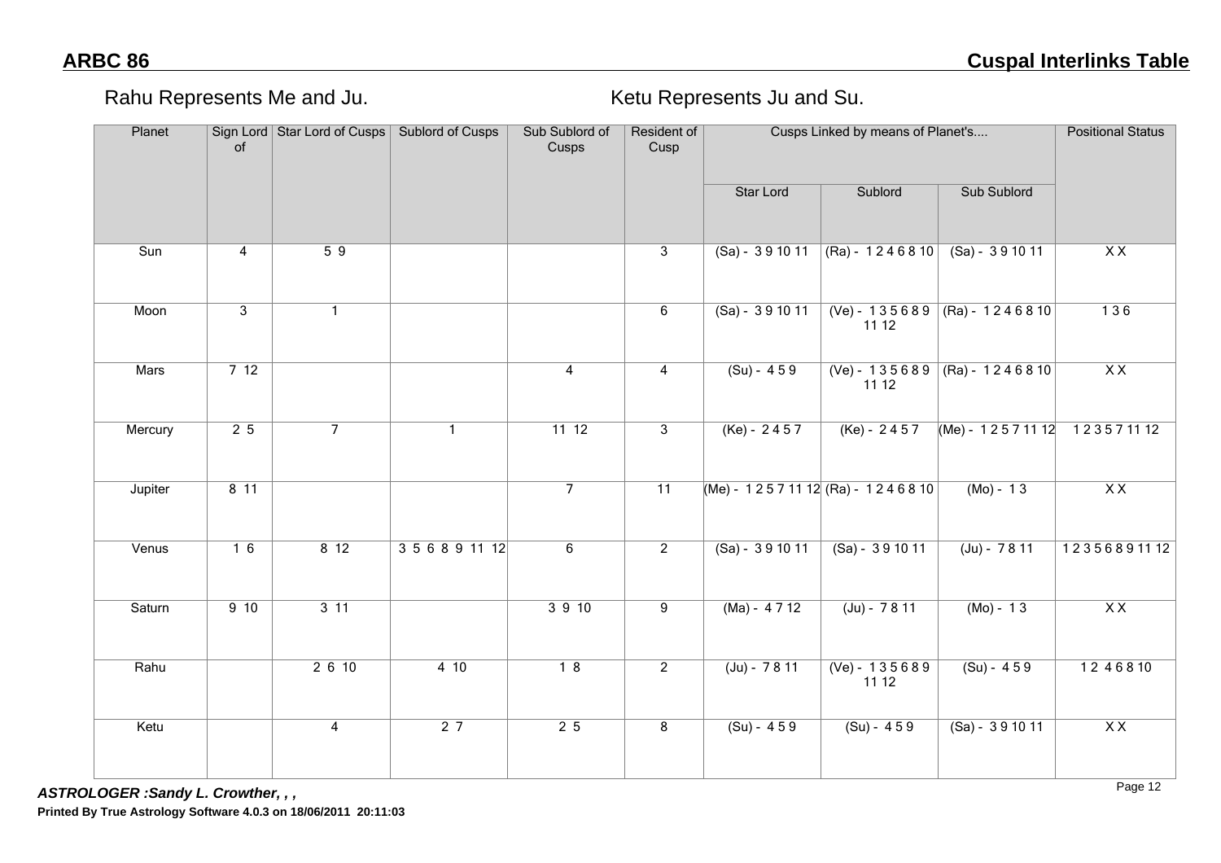## ARBC 86

## Cuspal Interlinks Table

Rahu Represents Me and Ju.

Ketu Represents Ju and Su.

| Planet | Sign Lord of | Star Lord of Cusps | Sublord of Cusps | Sub Sublord of Cusps | Resident of Cusp | Cusps Linked by means of Planet's.... | | | Positional Status |
|---|---|---|---|---|---|---|---|---|---|
| | | | | | | Star Lord | Sublord | Sub Sublord | |
| Sun | 4 | 5 9 | | | 3 | (Sa) - 3 9 10 11 | (Ra) - 1 2 4 6 8 10 | (Sa) - 3 9 10 11 | X X |
| Moon | 3 | 1 | | | 6 | (Sa) - 3 9 10 11 | (Ve) - 1 3 5 6 8 9 11 12 | (Ra) - 1 2 4 6 8 10 | 1 3 6 |
| Mars | 7 12 | | | 4 | 4 | (Su) - 4 5 9 | (Ve) - 1 3 5 6 8 9 11 12 | (Ra) - 1 2 4 6 8 10 | X X |
| Mercury | 2 5 | 7 | 1 | 11 12 | 3 | (Ke) - 2 4 5 7 | (Ke) - 2 4 5 7 | (Me) - 1 2 5 7 11 12 | 1 2 3 5 7 11 12 |
| Jupiter | 8 11 | | | 7 | 11 | (Me) - 1 2 5 7 11 12 | (Ra) - 1 2 4 6 8 10 | (Mo) - 1 3 | X X |
| Venus | 1 6 | 8 12 | 3 5 6 8 9 11 12 | 6 | 2 | (Sa) - 3 9 10 11 | (Sa) - 3 9 10 11 | (Ju) - 7 8 11 | 1 2 3 5 6 8 9 11 12 |
| Saturn | 9 10 | 3 11 | | 3 9 10 | 9 | (Ma) - 4 7 12 | (Ju) - 7 8 11 | (Mo) - 1 3 | X X |
| Rahu | | 2 6 10 | 4 10 | 1 8 | 2 | (Ju) - 7 8 11 | (Ve) - 1 3 5 6 8 9 11 12 | (Su) - 4 5 9 | 1 2 4 6 8 10 |
| Ketu | | 4 | 2 7 | 2 5 | 8 | (Su) - 4 5 9 | (Su) - 4 5 9 | (Sa) - 3 9 10 11 | X X |

***ASTROLOGER :Sandy L. Crowther, , ,***

**Printed By True Astrology Software 4.0.3 on 18/06/2011 20:11:03**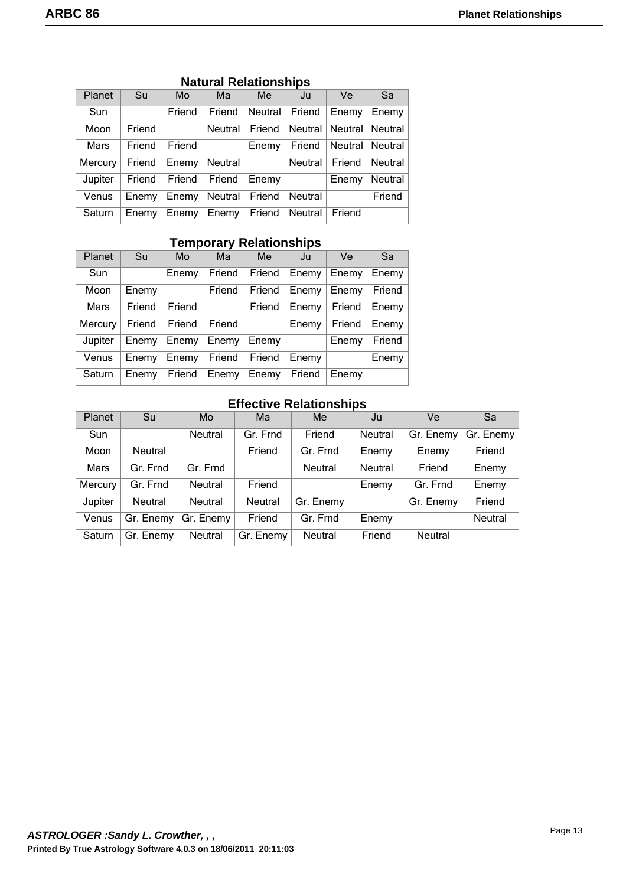## Natural Relationships

| Planet | Su | Mo | Ma | Me | Ju | Ve | Sa |
|---|---|---|---|---|---|---|---|
| Sun | | Friend | Friend | Neutral | Friend | Enemy | Enemy |
| Moon | Friend | | Neutral | Friend | Neutral | Neutral | Neutral |
| Mars | Friend | Friend | | Enemy | Friend | Neutral | Neutral |
| Mercury | Friend | Enemy | Neutral | | Neutral | Friend | Neutral |
| Jupiter | Friend | Friend | Friend | Enemy | | Enemy | Neutral |
| Venus | Enemy | Enemy | Neutral | Friend | Neutral | | Friend |
| Saturn | Enemy | Enemy | Enemy | Friend | Neutral | Friend | |

## Temporary Relationships

| Planet | Su | Mo | Ma | Me | Ju | Ve | Sa |
|---|---|---|---|---|---|---|---|
| Sun | | Enemy | Friend | Friend | Enemy | Enemy | Enemy |
| Moon | Enemy | | Friend | Friend | Enemy | Enemy | Friend |
| Mars | Friend | Friend | | Friend | Enemy | Friend | Enemy |
| Mercury | Friend | Friend | Friend | | Enemy | Friend | Enemy |
| Jupiter | Enemy | Enemy | Enemy | Enemy | | Enemy | Friend |
| Venus | Enemy | Enemy | Friend | Friend | Enemy | | Enemy |
| Saturn | Enemy | Friend | Enemy | Enemy | Friend | Enemy | |

## Effective Relationships

| Planet | Su | Mo | Ma | Me | Ju | Ve | Sa |
|---|---|---|---|---|---|---|---|
| Sun | | Neutral | Gr. Frnd | Friend | Neutral | Gr. Enemy | Gr. Enemy |
| Moon | Neutral | | Friend | Gr. Frnd | Enemy | Enemy | Friend |
| Mars | Gr. Frnd | Gr. Frnd | | Neutral | Neutral | Friend | Enemy |
| Mercury | Gr. Frnd | Neutral | Friend | | Enemy | Gr. Frnd | Enemy |
| Jupiter | Neutral | Neutral | Neutral | Gr. Enemy | | Gr. Enemy | Friend |
| Venus | Gr. Enemy | Gr. Enemy | Friend | Gr. Frnd | Enemy | | Neutral |
| Saturn | Gr. Enemy | Neutral | Gr. Enemy | Neutral | Friend | Neutral | |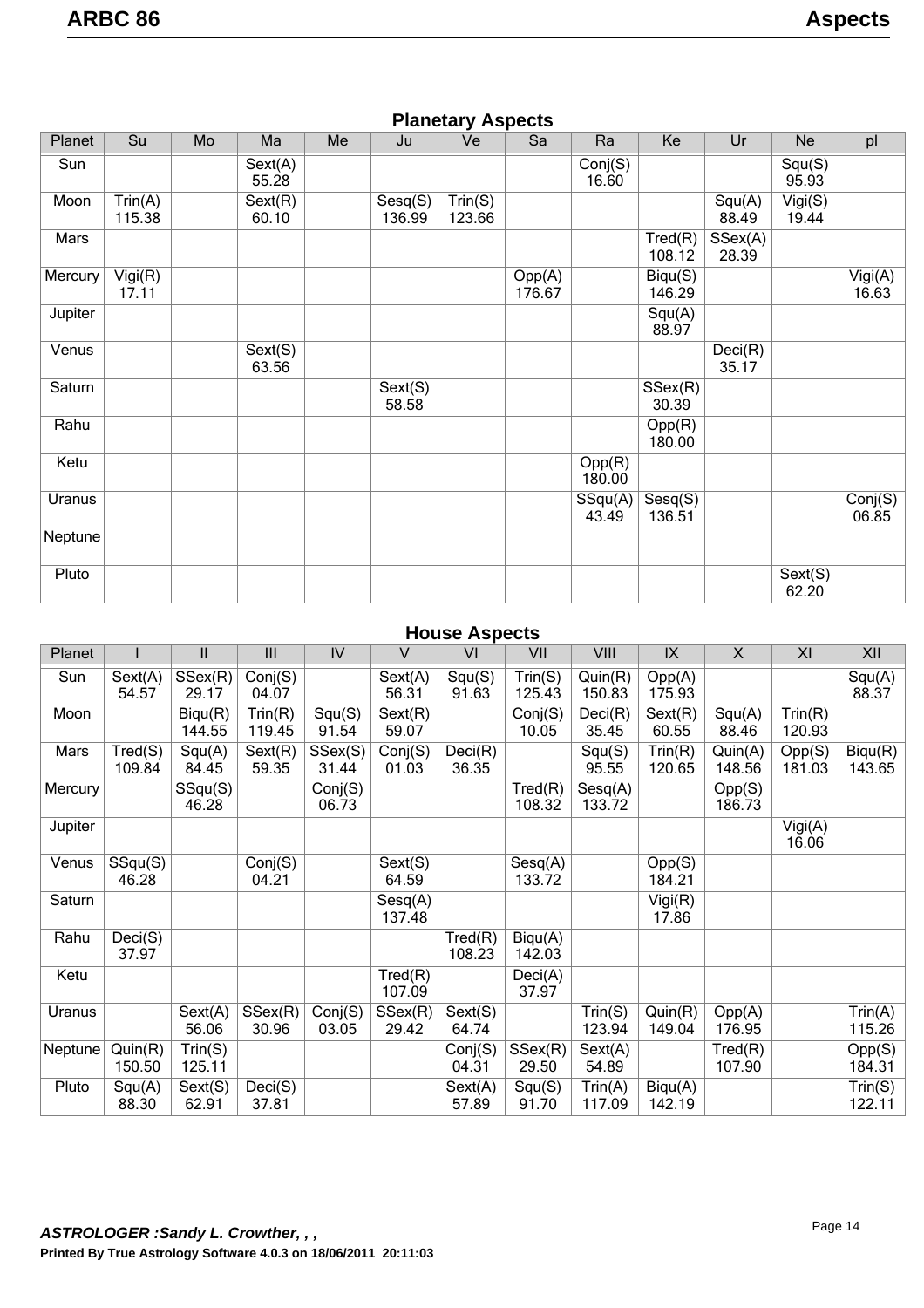## Planetary Aspects

| Planet | Su | Mo | Ma | Me | Ju | Ve | Sa | Ra | Ke | Ur | Ne | pl |
|---|---|---|---|---|---|---|---|---|---|---|---|---|
| Sun | | | Sext(A) 55.28 | | | | | Conj(S) 16.60 | | | Squ(S) 95.93 | |
| Moon | Trin(A) 115.38 | | Sext(R) 60.10 | | Sesq(S) 136.99 | Trin(S) 123.66 | | | | Squ(A) 88.49 | Vigi(S) 19.44 | |
| Mars | | | | | | | | | Tred(R) 108.12 | SSex(A) 28.39 | | |
| Mercury | Vigi(R) 17.11 | | | | | | Opp(A) 176.67 | | Biqu(S) 146.29 | | | Vigi(A) 16.63 |
| Jupiter | | | | | | | | | Squ(A) 88.97 | | | |
| Venus | | | Sext(S) 63.56 | | | | | | | Deci(R) 35.17 | | |
| Saturn | | | | | Sext(S) 58.58 | | | | SSex(R) 30.39 | | | |
| Rahu | | | | | | | | | Opp(R) 180.00 | | | |
| Ketu | | | | | | | | Opp(R) 180.00 | | | | |
| Uranus | | | | | | | | SSqu(A) 43.49 | Sesq(S) 136.51 | | | Conj(S) 06.85 |
| Neptune | | | | | | | | | | | | |
| Pluto | | | | | | | | | | | Sext(S) 62.20 | |

## House Aspects

| Planet | I | II | III | IV | V | VI | VII | VIII | IX | X | XI | XII |
|---|---|---|---|---|---|---|---|---|---|---|---|---|
| Sun | Sext(A) 54.57 | SSex(R) 29.17 | Conj(S) 04.07 | | Sext(A) 56.31 | Squ(S) 91.63 | Trin(S) 125.43 | Quin(R) 150.83 | Opp(A) 175.93 | | | Squ(A) 88.37 |
| Moon | | Biqu(R) 144.55 | Trin(R) 119.45 | Squ(S) 91.54 | Sext(R) 59.07 | | Conj(S) 10.05 | Deci(R) 35.45 | Sext(R) 60.55 | Squ(A) 88.46 | Trin(R) 120.93 | |
| Mars | Tred(S) 109.84 | Squ(A) 84.45 | Sext(R) 59.35 | SSex(S) 31.44 | Conj(S) 01.03 | Deci(R) 36.35 | | Squ(S) 95.55 | Trin(R) 120.65 | Quin(A) 148.56 | Opp(R) 181.03 | Biqu(R) 143.65 |
| Mercury | | SSqu(S) 46.28 | | Conj(S) 06.73 | | | Tred(R) 108.32 | Sesq(A) 133.72 | | Opp(S) 186.73 | | |
| Jupiter | | | | | | | | | | | Vigi(A) 16.06 | |
| Venus | SSqu(S) 46.28 | | Conj(S) 04.21 | | Sext(S) 64.59 | | Sesq(A) 133.72 | | Opp(S) 184.21 | | | |
| Saturn | | | | | Sesq(A) 137.48 | | | | Vigi(R) 17.86 | | | |
| Rahu | Deci(S) 37.97 | | | | | Tred(R) 108.23 | Biqu(A) 142.03 | | | | | |
| Ketu | | | | | Tred(R) 107.09 | | Deci(A) 37.97 | | | | | |
| Uranus | | Sext(A) 56.06 | SSex(R) 30.96 | Conj(S) 03.05 | SSex(R) 29.42 | Sext(S) 64.74 | | Trin(S) 123.94 | Quin(R) 149.04 | Opp(A) 176.95 | | Trin(A) 115.26 |
| Neptune | Quin(R) 150.50 | Trin(S) 125.11 | | | | Conj(S) 04.31 | SSex(R) 29.50 | Sext(A) 54.89 | | Tred(R) 107.90 | | Opp(S) 184.31 |
| Pluto | Squ(A) 88.30 | Sext(S) 62.91 | Deci(S) 37.81 | | | Sext(A) 57.89 | Squ(S) 91.70 | Trin(A) 117.09 | Biqu(A) 142.19 | | | Trin(S) 122.11 |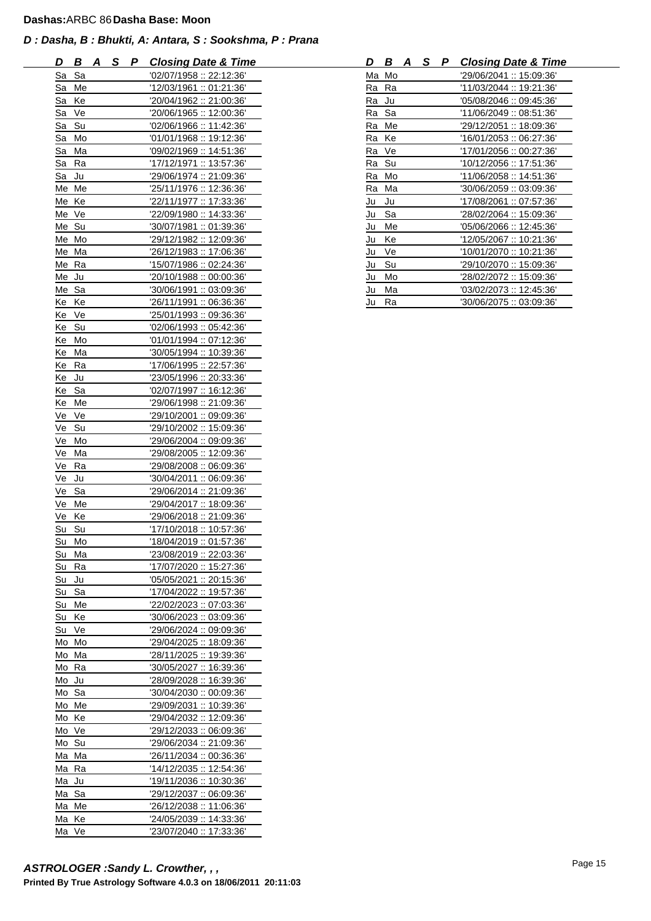**Dashas:**ARBC 86 **Dasha Base: Moon**

***D : Dasha, B : Bhukti, A: Antara, S : Sookshma, P : Prana***

| D | B | A | S | P | Closing Date & Time |
|---|---|---|---|---|---|
| Sa | Sa | | | | '02/07/1958 :: 22:12:36' |
| Sa | Me | | | | '12/03/1961 :: 01:21:36' |
| Sa | Ke | | | | '20/04/1962 :: 21:00:36' |
| Sa | Ve | | | | '20/06/1965 :: 12:00:36' |
| Sa | Su | | | | '02/06/1966 :: 11:42:36' |
| Sa | Mo | | | | '01/01/1968 :: 19:12:36' |
| Sa | Ma | | | | '09/02/1969 :: 14:51:36' |
| Sa | Ra | | | | '17/12/1971 :: 13:57:36' |
| Sa | Ju | | | | '29/06/1974 :: 21:09:36' |
| Me | Me | | | | '25/11/1976 :: 12:36:36' |
| Me | Ke | | | | '22/11/1977 :: 17:33:36' |
| Me | Ve | | | | '22/09/1980 :: 14:33:36' |
| Me | Su | | | | '30/07/1981 :: 01:39:36' |
| Me | Mo | | | | '29/12/1982 :: 12:09:36' |
| Me | Ma | | | | '26/12/1983 :: 17:06:36' |
| Me | Ra | | | | '15/07/1986 :: 02:24:36' |
| Me | Ju | | | | '20/10/1988 :: 00:00:36' |
| Me | Sa | | | | '30/06/1991 :: 03:09:36' |
| Ke | Ke | | | | '26/11/1991 :: 06:36:36' |
| Ke | Ve | | | | '25/01/1993 :: 09:36:36' |
| Ke | Su | | | | '02/06/1993 :: 05:42:36' |
| Ke | Mo | | | | '01/01/1994 :: 07:12:36' |
| Ke | Ma | | | | '30/05/1994 :: 10:39:36' |
| Ke | Ra | | | | '17/06/1995 :: 22:57:36' |
| Ke | Ju | | | | '23/05/1996 :: 20:33:36' |
| Ke | Sa | | | | '02/07/1997 :: 16:12:36' |
| Ke | Me | | | | '29/06/1998 :: 21:09:36' |
| Ve | Ve | | | | '29/10/2001 :: 09:09:36' |
| Ve | Su | | | | '29/10/2002 :: 15:09:36' |
| Ve | Mo | | | | '29/06/2004 :: 09:09:36' |
| Ve | Ma | | | | '29/08/2005 :: 12:09:36' |
| Ve | Ra | | | | '29/08/2008 :: 06:09:36' |
| Ve | Ju | | | | '30/04/2011 :: 06:09:36' |
| Ve | Sa | | | | '29/06/2014 :: 21:09:36' |
| Ve | Me | | | | '29/04/2017 :: 18:09:36' |
| Ve | Ke | | | | '29/06/2018 :: 21:09:36' |
| Su | Su | | | | '17/10/2018 :: 10:57:36' |
| Su | Mo | | | | '18/04/2019 :: 01:57:36' |
| Su | Ma | | | | '23/08/2019 :: 22:03:36' |
| Su | Ra | | | | '17/07/2020 :: 15:27:36' |
| Su | Ju | | | | '05/05/2021 :: 20:15:36' |
| Su | Sa | | | | '17/04/2022 :: 19:57:36' |
| Su | Me | | | | '22/02/2023 :: 07:03:36' |
| Su | Ke | | | | '30/06/2023 :: 03:09:36' |
| Su | Ve | | | | '29/06/2024 :: 09:09:36' |
| Mo | Mo | | | | '29/04/2025 :: 18:09:36' |
| Mo | Ma | | | | '28/11/2025 :: 19:39:36' |
| Mo | Ra | | | | '30/05/2027 :: 16:39:36' |
| Mo | Ju | | | | '28/09/2028 :: 16:39:36' |
| Mo | Sa | | | | '30/04/2030 :: 00:09:36' |
| Mo | Me | | | | '29/09/2031 :: 10:39:36' |
| Mo | Ke | | | | '29/04/2032 :: 12:09:36' |
| Mo | Ve | | | | '29/12/2033 :: 06:09:36' |
| Mo | Su | | | | '29/06/2034 :: 21:09:36' |
| Ma | Ma | | | | '26/11/2034 :: 00:36:36' |
| Ma | Ra | | | | '14/12/2035 :: 12:54:36' |
| Ma | Ju | | | | '19/11/2036 :: 10:30:36' |
| Ma | Sa | | | | '29/12/2037 :: 06:09:36' |
| Ma | Me | | | | '26/12/2038 :: 11:06:36' |
| Ma | Ke | | | | '24/05/2039 :: 14:33:36' |
| Ma | Ve | | | | '23/07/2040 :: 17:33:36' |
| Ma | Mo | | | | '29/06/2041 :: 15:09:36' |
| Ra | Ra | | | | '11/03/2044 :: 19:21:36' |
| Ra | Ju | | | | '05/08/2046 :: 09:45:36' |
| Ra | Sa | | | | '11/06/2049 :: 08:51:36' |
| Ra | Me | | | | '29/12/2051 :: 18:09:36' |
| Ra | Ke | | | | '16/01/2053 :: 06:27:36' |
| Ra | Ve | | | | '17/01/2056 :: 00:27:36' |
| Ra | Su | | | | '10/12/2056 :: 17:51:36' |
| Ra | Mo | | | | '11/06/2058 :: 14:51:36' |
| Ra | Ma | | | | '30/06/2059 :: 03:09:36' |
| Ju | Ju | | | | '17/08/2061 :: 07:57:36' |
| Ju | Sa | | | | '28/02/2064 :: 15:09:36' |
| Ju | Me | | | | '05/06/2066 :: 12:45:36' |
| Ju | Ke | | | | '12/05/2067 :: 10:21:36' |
| Ju | Ve | | | | '10/01/2070 :: 10:21:36' |
| Ju | Su | | | | '29/10/2070 :: 15:09:36' |
| Ju | Mo | | | | '28/02/2072 :: 15:09:36' |
| Ju | Ma | | | | '03/02/2073 :: 12:45:36' |
| Ju | Ra | | | | '30/06/2075 :: 03:09:36' |

***ASTROLOGER :Sandy L. Crowther, , ,***

**Printed By True Astrology Software 4.0.3 on 18/06/2011 20:11:03**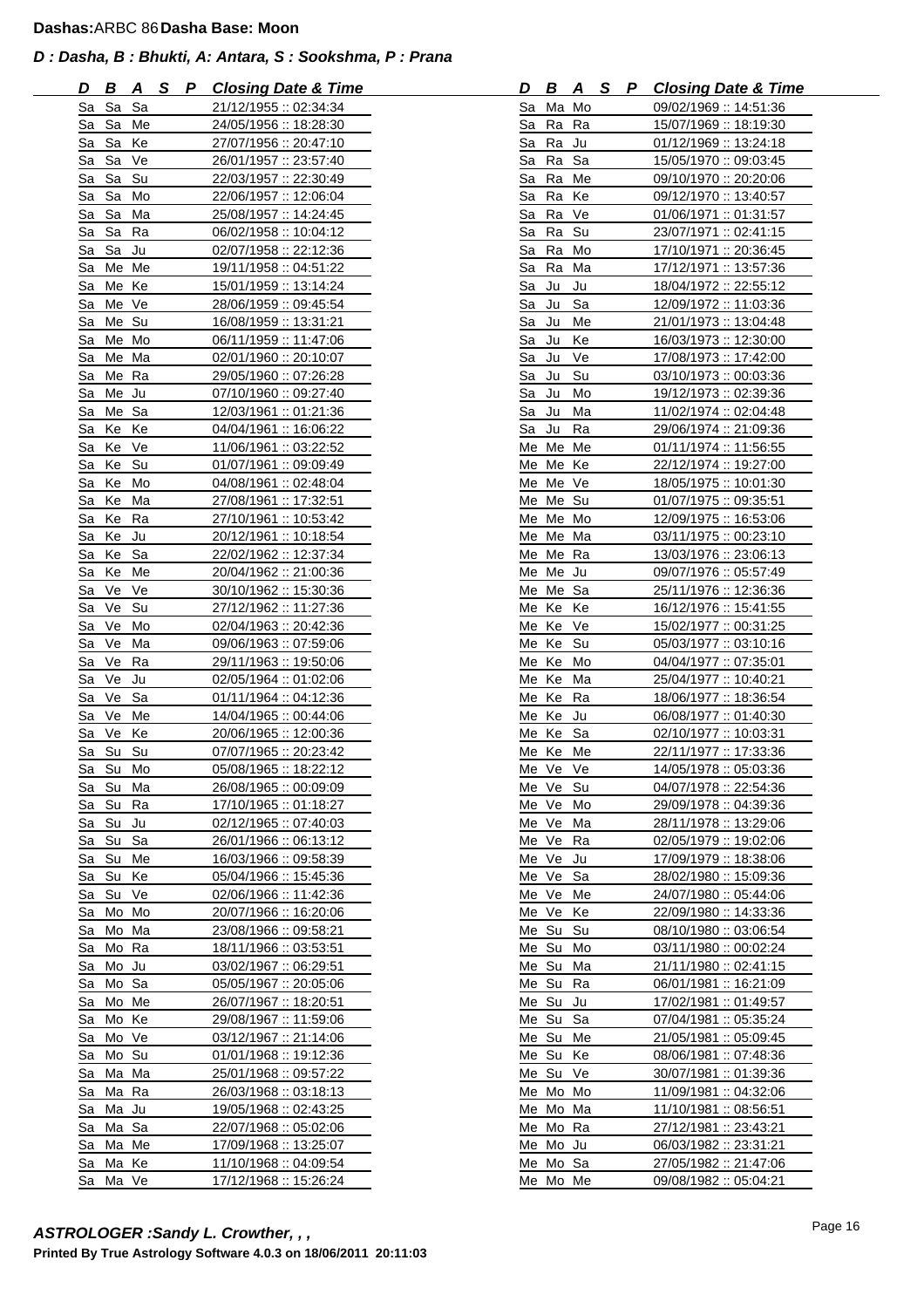**Dashas:**ARBC 86 **Dasha Base: Moon**

***D : Dasha, B : Bhukti, A: Antara, S : Sookshma, P : Prana***

| D | B | A | S | P | Closing Date & Time |
|---|---|---|---|---|---|
| Sa | Sa | Sa | | | 21/12/1955 :: 02:34:34 |
| Sa | Sa | Me | | | 24/05/1956 :: 18:28:30 |
| Sa | Sa | Ke | | | 27/07/1956 :: 20:47:10 |
| Sa | Sa | Ve | | | 26/01/1957 :: 23:57:40 |
| Sa | Sa | Su | | | 22/03/1957 :: 22:30:49 |
| Sa | Sa | Mo | | | 22/06/1957 :: 12:06:04 |
| Sa | Sa | Ma | | | 25/08/1957 :: 14:24:45 |
| Sa | Sa | Ra | | | 06/02/1958 :: 10:04:12 |
| Sa | Sa | Ju | | | 02/07/1958 :: 22:12:36 |
| Sa | Me | Me | | | 19/11/1958 :: 04:51:22 |
| Sa | Me | Ke | | | 15/01/1959 :: 13:14:24 |
| Sa | Me | Ve | | | 28/06/1959 :: 09:45:54 |
| Sa | Me | Su | | | 16/08/1959 :: 13:31:21 |
| Sa | Me | Mo | | | 06/11/1959 :: 11:47:06 |
| Sa | Me | Ma | | | 02/01/1960 :: 20:10:07 |
| Sa | Me | Ra | | | 29/05/1960 :: 07:26:28 |
| Sa | Me | Ju | | | 07/10/1960 :: 09:27:40 |
| Sa | Me | Sa | | | 12/03/1961 :: 01:21:36 |
| Sa | Ke | Ke | | | 04/04/1961 :: 16:06:22 |
| Sa | Ke | Ve | | | 11/06/1961 :: 03:22:52 |
| Sa | Ke | Su | | | 01/07/1961 :: 09:09:49 |
| Sa | Ke | Mo | | | 04/08/1961 :: 02:48:04 |
| Sa | Ke | Ma | | | 27/08/1961 :: 17:32:51 |
| Sa | Ke | Ra | | | 27/10/1961 :: 10:53:42 |
| Sa | Ke | Ju | | | 20/12/1961 :: 10:18:54 |
| Sa | Ke | Sa | | | 22/02/1962 :: 12:37:34 |
| Sa | Ke | Me | | | 20/04/1962 :: 21:00:36 |
| Sa | Ve | Ve | | | 30/10/1962 :: 15:30:36 |
| Sa | Ve | Su | | | 27/12/1962 :: 11:27:36 |
| Sa | Ve | Mo | | | 02/04/1963 :: 20:42:36 |
| Sa | Ve | Ma | | | 09/06/1963 :: 07:59:06 |
| Sa | Ve | Ra | | | 29/11/1963 :: 19:50:06 |
| Sa | Ve | Ju | | | 02/05/1964 :: 01:02:06 |
| Sa | Ve | Sa | | | 01/11/1964 :: 04:12:36 |
| Sa | Ve | Me | | | 14/04/1965 :: 00:44:06 |
| Sa | Ve | Ke | | | 20/06/1965 :: 12:00:36 |
| Sa | Su | Su | | | 07/07/1965 :: 20:23:42 |
| Sa | Su | Mo | | | 05/08/1965 :: 18:22:12 |
| Sa | Su | Ma | | | 26/08/1965 :: 00:09:09 |
| Sa | Su | Ra | | | 17/10/1965 :: 01:18:27 |
| Sa | Su | Ju | | | 02/12/1965 :: 07:40:03 |
| Sa | Su | Sa | | | 26/01/1966 :: 06:13:12 |
| Sa | Su | Me | | | 16/03/1966 :: 09:58:39 |
| Sa | Su | Ke | | | 05/04/1966 :: 15:45:36 |
| Sa | Su | Ve | | | 02/06/1966 :: 11:42:36 |
| Sa | Mo | Mo | | | 20/07/1966 :: 16:20:06 |
| Sa | Mo | Ma | | | 23/08/1966 :: 09:58:21 |
| Sa | Mo | Ra | | | 18/11/1966 :: 03:53:51 |
| Sa | Mo | Ju | | | 03/02/1967 :: 06:29:51 |
| Sa | Mo | Sa | | | 05/05/1967 :: 20:05:06 |
| Sa | Mo | Me | | | 26/07/1967 :: 18:20:51 |
| Sa | Mo | Ke | | | 29/08/1967 :: 11:59:06 |
| Sa | Mo | Ve | | | 03/12/1967 :: 21:14:06 |
| Sa | Mo | Su | | | 01/01/1968 :: 19:12:36 |
| Sa | Ma | Ma | | | 25/01/1968 :: 09:57:22 |
| Sa | Ma | Ra | | | 26/03/1968 :: 03:18:13 |
| Sa | Ma | Ju | | | 19/05/1968 :: 02:43:25 |
| Sa | Ma | Sa | | | 22/07/1968 :: 05:02:06 |
| Sa | Ma | Me | | | 17/09/1968 :: 13:25:07 |
| Sa | Ma | Ke | | | 11/10/1968 :: 04:09:54 |
| Sa | Ma | Ve | | | 17/12/1968 :: 15:26:24 |
| Sa | Ma | Mo | | | 09/02/1969 :: 14:51:36 |
| Sa | Ra | Ra | | | 15/07/1969 :: 18:19:30 |
| Sa | Ra | Ju | | | 01/12/1969 :: 13:24:18 |
| Sa | Ra | Sa | | | 15/05/1970 :: 09:03:45 |
| Sa | Ra | Me | | | 09/10/1970 :: 20:20:06 |
| Sa | Ra | Ke | | | 09/12/1970 :: 13:40:57 |
| Sa | Ra | Ve | | | 01/06/1971 :: 01:31:57 |
| Sa | Ra | Su | | | 23/07/1971 :: 02:41:15 |
| Sa | Ra | Mo | | | 17/10/1971 :: 20:36:45 |
| Sa | Ra | Ma | | | 17/12/1971 :: 13:57:36 |
| Sa | Ju | Ju | | | 18/04/1972 :: 22:55:12 |
| Sa | Ju | Sa | | | 12/09/1972 :: 11:03:36 |
| Sa | Ju | Me | | | 21/01/1973 :: 13:04:48 |
| Sa | Ju | Ke | | | 16/03/1973 :: 12:30:00 |
| Sa | Ju | Ve | | | 17/08/1973 :: 17:42:00 |
| Sa | Ju | Su | | | 03/10/1973 :: 00:03:36 |
| Sa | Ju | Mo | | | 19/12/1973 :: 02:39:36 |
| Sa | Ju | Ma | | | 11/02/1974 :: 02:04:48 |
| Sa | Ju | Ra | | | 29/06/1974 :: 21:09:36 |
| Me | Me | Me | | | 01/11/1974 :: 11:56:55 |
| Me | Me | Ke | | | 22/12/1974 :: 19:27:00 |
| Me | Me | Ve | | | 18/05/1975 :: 10:01:30 |
| Me | Me | Su | | | 01/07/1975 :: 09:35:51 |
| Me | Me | Mo | | | 12/09/1975 :: 16:53:06 |
| Me | Me | Ma | | | 03/11/1975 :: 00:23:10 |
| Me | Me | Ra | | | 13/03/1976 :: 23:06:13 |
| Me | Me | Ju | | | 09/07/1976 :: 05:57:49 |
| Me | Me | Sa | | | 25/11/1976 :: 12:36:36 |
| Me | Ke | Ke | | | 16/12/1976 :: 15:41:55 |
| Me | Ke | Ve | | | 15/02/1977 :: 00:31:25 |
| Me | Ke | Su | | | 05/03/1977 :: 03:10:16 |
| Me | Ke | Mo | | | 04/04/1977 :: 07:35:01 |
| Me | Ke | Ma | | | 25/04/1977 :: 10:40:21 |
| Me | Ke | Ra | | | 18/06/1977 :: 18:36:54 |
| Me | Ke | Ju | | | 06/08/1977 :: 01:40:30 |
| Me | Ke | Sa | | | 02/10/1977 :: 10:03:31 |
| Me | Ke | Me | | | 22/11/1977 :: 17:33:36 |
| Me | Ve | Ve | | | 14/05/1978 :: 05:03:36 |
| Me | Ve | Su | | | 04/07/1978 :: 22:54:36 |
| Me | Ve | Mo | | | 29/09/1978 :: 04:39:36 |
| Me | Ve | Ma | | | 28/11/1978 :: 13:29:06 |
| Me | Ve | Ra | | | 02/05/1979 :: 19:02:06 |
| Me | Ve | Ju | | | 17/09/1979 :: 18:38:06 |
| Me | Ve | Sa | | | 28/02/1980 :: 15:09:36 |
| Me | Ve | Me | | | 24/07/1980 :: 05:44:06 |
| Me | Ve | Ke | | | 22/09/1980 :: 14:33:36 |
| Me | Su | Su | | | 08/10/1980 :: 03:06:54 |
| Me | Su | Mo | | | 03/11/1980 :: 00:02:24 |
| Me | Su | Ma | | | 21/11/1980 :: 02:41:15 |
| Me | Su | Ra | | | 06/01/1981 :: 16:21:09 |
| Me | Su | Ju | | | 17/02/1981 :: 01:49:57 |
| Me | Su | Sa | | | 07/04/1981 :: 05:35:24 |
| Me | Su | Me | | | 21/05/1981 :: 05:09:45 |
| Me | Su | Ke | | | 08/06/1981 :: 07:48:36 |
| Me | Su | Ve | | | 30/07/1981 :: 01:39:36 |
| Me | Mo | Mo | | | 11/09/1981 :: 04:32:06 |
| Me | Mo | Ma | | | 11/10/1981 :: 08:56:51 |
| Me | Mo | Ra | | | 27/12/1981 :: 23:43:21 |
| Me | Mo | Ju | | | 06/03/1982 :: 23:31:21 |
| Me | Mo | Sa | | | 27/05/1982 :: 21:47:06 |
| Me | Mo | Me | | | 09/08/1982 :: 05:04:21 |

***ASTROLOGER :Sandy L. Crowther, , ,***

**Printed By True Astrology Software 4.0.3 on 18/06/2011 20:11:03**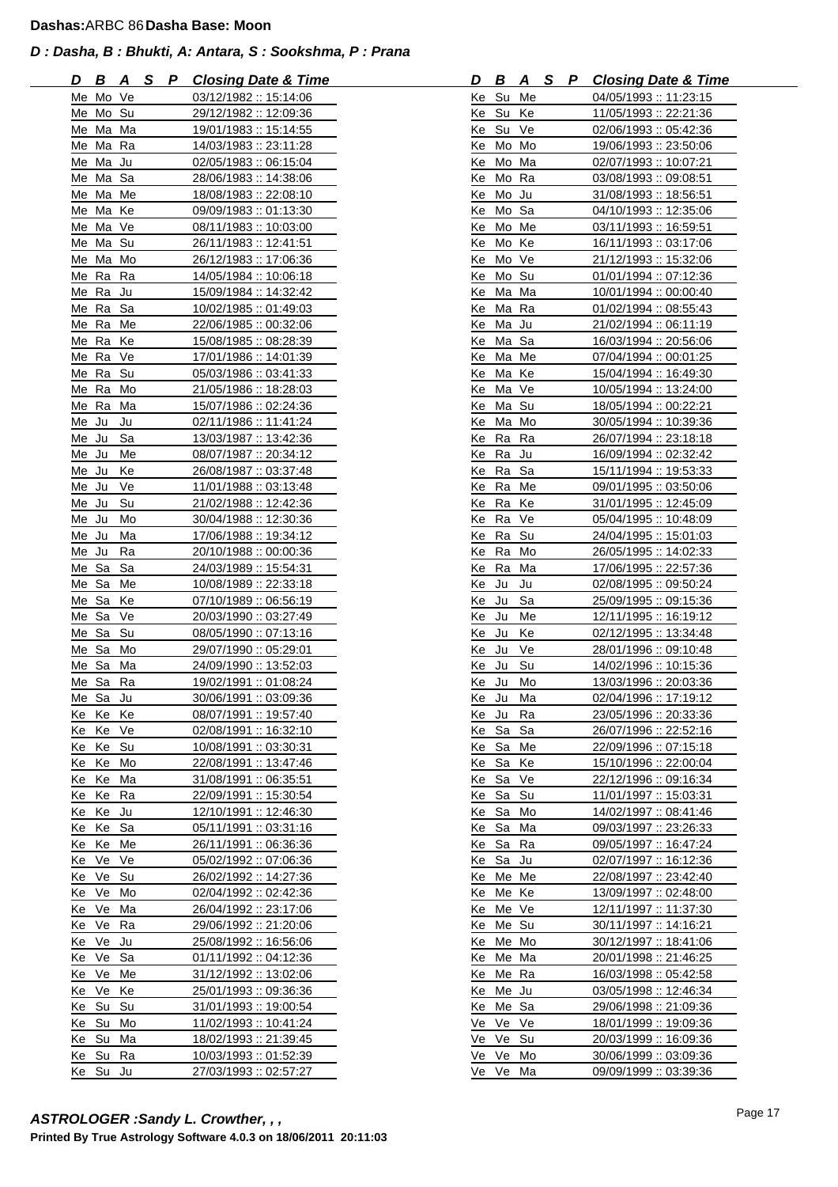**Dashas:**ARBC 86 **Dasha Base: Moon**

***D : Dasha, B : Bhukti, A: Antara, S : Sookshma, P : Prana***

| D | B | A | S | P | Closing Date & Time |
|---|---|---|---|---|---|
| Me | Mo | Ve | | | 03/12/1982 :: 15:14:06 |
| Me | Mo | Su | | | 29/12/1982 :: 12:09:36 |
| Me | Ma | Ma | | | 19/01/1983 :: 15:14:55 |
| Me | Ma | Ra | | | 14/03/1983 :: 23:11:28 |
| Me | Ma | Ju | | | 02/05/1983 :: 06:15:04 |
| Me | Ma | Sa | | | 28/06/1983 :: 14:38:06 |
| Me | Ma | Me | | | 18/08/1983 :: 22:08:10 |
| Me | Ma | Ke | | | 09/09/1983 :: 01:13:30 |
| Me | Ma | Ve | | | 08/11/1983 :: 10:03:00 |
| Me | Ma | Su | | | 26/11/1983 :: 12:41:51 |
| Me | Ma | Mo | | | 26/12/1983 :: 17:06:36 |
| Me | Ra | Ra | | | 14/05/1984 :: 10:06:18 |
| Me | Ra | Ju | | | 15/09/1984 :: 14:32:42 |
| Me | Ra | Sa | | | 10/02/1985 :: 01:49:03 |
| Me | Ra | Me | | | 22/06/1985 :: 00:32:06 |
| Me | Ra | Ke | | | 15/08/1985 :: 08:28:39 |
| Me | Ra | Ve | | | 17/01/1986 :: 14:01:39 |
| Me | Ra | Su | | | 05/03/1986 :: 03:41:33 |
| Me | Ra | Mo | | | 21/05/1986 :: 18:28:03 |
| Me | Ra | Ma | | | 15/07/1986 :: 02:24:36 |
| Me | Ju | Ju | | | 02/11/1986 :: 11:41:24 |
| Me | Ju | Sa | | | 13/03/1987 :: 13:42:36 |
| Me | Ju | Me | | | 08/07/1987 :: 20:34:12 |
| Me | Ju | Ke | | | 26/08/1987 :: 03:37:48 |
| Me | Ju | Ve | | | 11/01/1988 :: 03:13:48 |
| Me | Ju | Su | | | 21/02/1988 :: 12:42:36 |
| Me | Ju | Mo | | | 30/04/1988 :: 12:30:36 |
| Me | Ju | Ma | | | 17/06/1988 :: 19:34:12 |
| Me | Ju | Ra | | | 20/10/1988 :: 00:00:36 |
| Me | Sa | Sa | | | 24/03/1989 :: 15:54:31 |
| Me | Sa | Me | | | 10/08/1989 :: 22:33:18 |
| Me | Sa | Ke | | | 07/10/1989 :: 06:56:19 |
| Me | Sa | Ve | | | 20/03/1990 :: 03:27:49 |
| Me | Sa | Su | | | 08/05/1990 :: 07:13:16 |
| Me | Sa | Mo | | | 29/07/1990 :: 05:29:01 |
| Me | Sa | Ma | | | 24/09/1990 :: 13:52:03 |
| Me | Sa | Ra | | | 19/02/1991 :: 01:08:24 |
| Me | Sa | Ju | | | 30/06/1991 :: 03:09:36 |
| Ke | Ke | Ke | | | 08/07/1991 :: 19:57:40 |
| Ke | Ke | Ve | | | 02/08/1991 :: 16:32:10 |
| Ke | Ke | Su | | | 10/08/1991 :: 03:30:31 |
| Ke | Ke | Mo | | | 22/08/1991 :: 13:47:46 |
| Ke | Ke | Ma | | | 31/08/1991 :: 06:35:51 |
| Ke | Ke | Ra | | | 22/09/1991 :: 15:30:54 |
| Ke | Ke | Ju | | | 12/10/1991 :: 12:46:30 |
| Ke | Ke | Sa | | | 05/11/1991 :: 03:31:16 |
| Ke | Ke | Me | | | 26/11/1991 :: 06:36:36 |
| Ke | Ve | Ve | | | 05/02/1992 :: 07:06:36 |
| Ke | Ve | Su | | | 26/02/1992 :: 14:27:36 |
| Ke | Ve | Mo | | | 02/04/1992 :: 02:42:36 |
| Ke | Ve | Ma | | | 26/04/1992 :: 23:17:06 |
| Ke | Ve | Ra | | | 29/06/1992 :: 21:20:06 |
| Ke | Ve | Ju | | | 25/08/1992 :: 16:56:06 |
| Ke | Ve | Sa | | | 01/11/1992 :: 04:12:36 |
| Ke | Ve | Me | | | 31/12/1992 :: 13:02:06 |
| Ke | Ve | Ke | | | 25/01/1993 :: 09:36:36 |
| Ke | Su | Su | | | 31/01/1993 :: 19:00:54 |
| Ke | Su | Mo | | | 11/02/1993 :: 10:41:24 |
| Ke | Su | Ma | | | 18/02/1993 :: 21:39:45 |
| Ke | Su | Ra | | | 10/03/1993 :: 01:52:39 |
| Ke | Su | Ju | | | 27/03/1993 :: 02:57:27 |
| Ke | Su | Me | | | 04/05/1993 :: 11:23:15 |
| Ke | Su | Ke | | | 11/05/1993 :: 22:21:36 |
| Ke | Su | Ve | | | 02/06/1993 :: 05:42:36 |
| Ke | Mo | Mo | | | 19/06/1993 :: 23:50:06 |
| Ke | Mo | Ma | | | 02/07/1993 :: 10:07:21 |
| Ke | Mo | Ra | | | 03/08/1993 :: 09:08:51 |
| Ke | Mo | Ju | | | 31/08/1993 :: 18:56:51 |
| Ke | Mo | Sa | | | 04/10/1993 :: 12:35:06 |
| Ke | Mo | Me | | | 03/11/1993 :: 16:59:51 |
| Ke | Mo | Ke | | | 16/11/1993 :: 03:17:06 |
| Ke | Mo | Ve | | | 21/12/1993 :: 15:32:06 |
| Ke | Mo | Su | | | 01/01/1994 :: 07:12:36 |
| Ke | Ma | Ma | | | 10/01/1994 :: 00:00:40 |
| Ke | Ma | Ra | | | 01/02/1994 :: 08:55:43 |
| Ke | Ma | Ju | | | 21/02/1994 :: 06:11:19 |
| Ke | Ma | Sa | | | 16/03/1994 :: 20:56:06 |
| Ke | Ma | Me | | | 07/04/1994 :: 00:01:25 |
| Ke | Ma | Ke | | | 15/04/1994 :: 16:49:30 |
| Ke | Ma | Ve | | | 10/05/1994 :: 13:24:00 |
| Ke | Ma | Su | | | 18/05/1994 :: 00:22:21 |
| Ke | Ma | Mo | | | 30/05/1994 :: 10:39:36 |
| Ke | Ra | Ra | | | 26/07/1994 :: 23:18:18 |
| Ke | Ra | Ju | | | 16/09/1994 :: 02:32:42 |
| Ke | Ra | Sa | | | 15/11/1994 :: 19:53:33 |
| Ke | Ra | Me | | | 09/01/1995 :: 03:50:06 |
| Ke | Ra | Ke | | | 31/01/1995 :: 12:45:09 |
| Ke | Ra | Ve | | | 05/04/1995 :: 10:48:09 |
| Ke | Ra | Su | | | 24/04/1995 :: 15:01:03 |
| Ke | Ra | Mo | | | 26/05/1995 :: 14:02:33 |
| Ke | Ra | Ma | | | 17/06/1995 :: 22:57:36 |
| Ke | Ju | Ju | | | 02/08/1995 :: 09:50:24 |
| Ke | Ju | Sa | | | 25/09/1995 :: 09:15:36 |
| Ke | Ju | Me | | | 12/11/1995 :: 16:19:12 |
| Ke | Ju | Ke | | | 02/12/1995 :: 13:34:48 |
| Ke | Ju | Ve | | | 28/01/1996 :: 09:10:48 |
| Ke | Ju | Su | | | 14/02/1996 :: 10:15:36 |
| Ke | Ju | Mo | | | 13/03/1996 :: 20:03:36 |
| Ke | Ju | Ma | | | 02/04/1996 :: 17:19:12 |
| Ke | Ju | Ra | | | 23/05/1996 :: 20:33:36 |
| Ke | Sa | Sa | | | 26/07/1996 :: 22:52:16 |
| Ke | Sa | Me | | | 22/09/1996 :: 07:15:18 |
| Ke | Sa | Ke | | | 15/10/1996 :: 22:00:04 |
| Ke | Sa | Ve | | | 22/12/1996 :: 09:16:34 |
| Ke | Sa | Su | | | 11/01/1997 :: 15:03:31 |
| Ke | Sa | Mo | | | 14/02/1997 :: 08:41:46 |
| Ke | Sa | Ma | | | 09/03/1997 :: 23:26:33 |
| Ke | Sa | Ra | | | 09/05/1997 :: 16:47:24 |
| Ke | Sa | Ju | | | 02/07/1997 :: 16:12:36 |
| Ke | Me | Me | | | 22/08/1997 :: 23:42:40 |
| Ke | Me | Ke | | | 13/09/1997 :: 02:48:00 |
| Ke | Me | Ve | | | 12/11/1997 :: 11:37:30 |
| Ke | Me | Su | | | 30/11/1997 :: 14:16:21 |
| Ke | Me | Mo | | | 30/12/1997 :: 18:41:06 |
| Ke | Me | Ma | | | 20/01/1998 :: 21:46:25 |
| Ke | Me | Ra | | | 16/03/1998 :: 05:42:58 |
| Ke | Me | Ju | | | 03/05/1998 :: 12:46:34 |
| Ke | Me | Sa | | | 29/06/1998 :: 21:09:36 |
| Ve | Ve | Ve | | | 18/01/1999 :: 19:09:36 |
| Ve | Ve | Su | | | 20/03/1999 :: 16:09:36 |
| Ve | Ve | Mo | | | 30/06/1999 :: 03:09:36 |
| Ve | Ve | Ma | | | 09/09/1999 :: 03:39:36 |

***ASTROLOGER :Sandy L. Crowther, , ,***

**Printed By True Astrology Software 4.0.3 on 18/06/2011 20:11:03**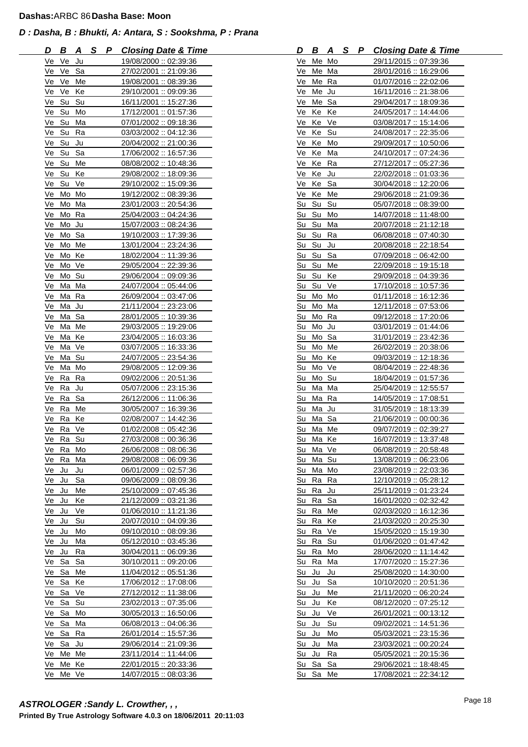**Dashas:**ARBC 86 **Dasha Base: Moon**

***D : Dasha, B : Bhukti, A: Antara, S : Sookshma, P : Prana***

| D | B | A | S | P | Closing Date & Time |
|---|---|---|---|---|---|
| Ve | Ve | Ju | | | 19/08/2000 :: 02:39:36 |
| Ve | Ve | Sa | | | 27/02/2001 :: 21:09:36 |
| Ve | Ve | Me | | | 19/08/2001 :: 08:39:36 |
| Ve | Ve | Ke | | | 29/10/2001 :: 09:09:36 |
| Ve | Su | Su | | | 16/11/2001 :: 15:27:36 |
| Ve | Su | Mo | | | 17/12/2001 :: 01:57:36 |
| Ve | Su | Ma | | | 07/01/2002 :: 09:18:36 |
| Ve | Su | Ra | | | 03/03/2002 :: 04:12:36 |
| Ve | Su | Ju | | | 20/04/2002 :: 21:00:36 |
| Ve | Su | Sa | | | 17/06/2002 :: 16:57:36 |
| Ve | Su | Me | | | 08/08/2002 :: 10:48:36 |
| Ve | Su | Ke | | | 29/08/2002 :: 18:09:36 |
| Ve | Su | Ve | | | 29/10/2002 :: 15:09:36 |
| Ve | Mo | Mo | | | 19/12/2002 :: 08:39:36 |
| Ve | Mo | Ma | | | 23/01/2003 :: 20:54:36 |
| Ve | Mo | Ra | | | 25/04/2003 :: 04:24:36 |
| Ve | Mo | Ju | | | 15/07/2003 :: 08:24:36 |
| Ve | Mo | Sa | | | 19/10/2003 :: 17:39:36 |
| Ve | Mo | Me | | | 13/01/2004 :: 23:24:36 |
| Ve | Mo | Ke | | | 18/02/2004 :: 11:39:36 |
| Ve | Mo | Ve | | | 29/05/2004 :: 22:39:36 |
| Ve | Mo | Su | | | 29/06/2004 :: 09:09:36 |
| Ve | Ma | Ma | | | 24/07/2004 :: 05:44:06 |
| Ve | Ma | Ra | | | 26/09/2004 :: 03:47:06 |
| Ve | Ma | Ju | | | 21/11/2004 :: 23:23:06 |
| Ve | Ma | Sa | | | 28/01/2005 :: 10:39:36 |
| Ve | Ma | Me | | | 29/03/2005 :: 19:29:06 |
| Ve | Ma | Ke | | | 23/04/2005 :: 16:03:36 |
| Ve | Ma | Ve | | | 03/07/2005 :: 16:33:36 |
| Ve | Ma | Su | | | 24/07/2005 :: 23:54:36 |
| Ve | Ma | Mo | | | 29/08/2005 :: 12:09:36 |
| Ve | Ra | Ra | | | 09/02/2006 :: 20:51:36 |
| Ve | Ra | Ju | | | 05/07/2006 :: 23:15:36 |
| Ve | Ra | Sa | | | 26/12/2006 :: 11:06:36 |
| Ve | Ra | Me | | | 30/05/2007 :: 16:39:36 |
| Ve | Ra | Ke | | | 02/08/2007 :: 14:42:36 |
| Ve | Ra | Ve | | | 01/02/2008 :: 05:42:36 |
| Ve | Ra | Su | | | 27/03/2008 :: 00:36:36 |
| Ve | Ra | Mo | | | 26/06/2008 :: 08:06:36 |
| Ve | Ra | Ma | | | 29/08/2008 :: 06:09:36 |
| Ve | Ju | Ju | | | 06/01/2009 :: 02:57:36 |
| Ve | Ju | Sa | | | 09/06/2009 :: 08:09:36 |
| Ve | Ju | Me | | | 25/10/2009 :: 07:45:36 |
| Ve | Ju | Ke | | | 21/12/2009 :: 03:21:36 |
| Ve | Ju | Ve | | | 01/06/2010 :: 11:21:36 |
| Ve | Ju | Su | | | 20/07/2010 :: 04:09:36 |
| Ve | Ju | Mo | | | 09/10/2010 :: 08:09:36 |
| Ve | Ju | Ma | | | 05/12/2010 :: 03:45:36 |
| Ve | Ju | Ra | | | 30/04/2011 :: 06:09:36 |
| Ve | Sa | Sa | | | 30/10/2011 :: 09:20:06 |
| Ve | Sa | Me | | | 11/04/2012 :: 05:51:36 |
| Ve | Sa | Ke | | | 17/06/2012 :: 17:08:06 |
| Ve | Sa | Ve | | | 27/12/2012 :: 11:38:06 |
| Ve | Sa | Su | | | 23/02/2013 :: 07:35:06 |
| Ve | Sa | Mo | | | 30/05/2013 :: 16:50:06 |
| Ve | Sa | Ma | | | 06/08/2013 :: 04:06:36 |
| Ve | Sa | Ra | | | 26/01/2014 :: 15:57:36 |
| Ve | Sa | Ju | | | 29/06/2014 :: 21:09:36 |
| Ve | Me | Me | | | 23/11/2014 :: 11:44:06 |
| Ve | Me | Ke | | | 22/01/2015 :: 20:33:36 |
| Ve | Me | Ve | | | 14/07/2015 :: 08:03:36 |
| Ve | Me | Mo | | | 29/11/2015 :: 07:39:36 |
| Ve | Me | Ma | | | 28/01/2016 :: 16:29:06 |
| Ve | Me | Ra | | | 01/07/2016 :: 22:02:06 |
| Ve | Me | Ju | | | 16/11/2016 :: 21:38:06 |
| Ve | Me | Sa | | | 29/04/2017 :: 18:09:36 |
| Ve | Ke | Ke | | | 24/05/2017 :: 14:44:06 |
| Ve | Ke | Ve | | | 03/08/2017 :: 15:14:06 |
| Ve | Ke | Su | | | 24/08/2017 :: 22:35:06 |
| Ve | Ke | Mo | | | 29/09/2017 :: 10:50:06 |
| Ve | Ke | Ma | | | 24/10/2017 :: 07:24:36 |
| Ve | Ke | Ra | | | 27/12/2017 :: 05:27:36 |
| Ve | Ke | Ju | | | 22/02/2018 :: 01:03:36 |
| Ve | Ke | Sa | | | 30/04/2018 :: 12:20:06 |
| Ve | Ke | Me | | | 29/06/2018 :: 21:09:36 |
| Su | Su | Su | | | 05/07/2018 :: 08:39:00 |
| Su | Su | Mo | | | 14/07/2018 :: 11:48:00 |
| Su | Su | Ma | | | 20/07/2018 :: 21:12:18 |
| Su | Su | Ra | | | 06/08/2018 :: 07:40:30 |
| Su | Su | Ju | | | 20/08/2018 :: 22:18:54 |
| Su | Su | Sa | | | 07/09/2018 :: 06:42:00 |
| Su | Su | Me | | | 22/09/2018 :: 19:15:18 |
| Su | Su | Ke | | | 29/09/2018 :: 04:39:36 |
| Su | Su | Ve | | | 17/10/2018 :: 10:57:36 |
| Su | Mo | Mo | | | 01/11/2018 :: 16:12:36 |
| Su | Mo | Ma | | | 12/11/2018 :: 07:53:06 |
| Su | Mo | Ra | | | 09/12/2018 :: 17:20:06 |
| Su | Mo | Ju | | | 03/01/2019 :: 01:44:06 |
| Su | Mo | Sa | | | 31/01/2019 :: 23:42:36 |
| Su | Mo | Me | | | 26/02/2019 :: 20:38:06 |
| Su | Mo | Ke | | | 09/03/2019 :: 12:18:36 |
| Su | Mo | Ve | | | 08/04/2019 :: 22:48:36 |
| Su | Mo | Su | | | 18/04/2019 :: 01:57:36 |
| Su | Ma | Ma | | | 25/04/2019 :: 12:55:57 |
| Su | Ma | Ra | | | 14/05/2019 :: 17:08:51 |
| Su | Ma | Ju | | | 31/05/2019 :: 18:13:39 |
| Su | Ma | Sa | | | 21/06/2019 :: 00:00:36 |
| Su | Ma | Me | | | 09/07/2019 :: 02:39:27 |
| Su | Ma | Ke | | | 16/07/2019 :: 13:37:48 |
| Su | Ma | Ve | | | 06/08/2019 :: 20:58:48 |
| Su | Ma | Su | | | 13/08/2019 :: 06:23:06 |
| Su | Ma | Mo | | | 23/08/2019 :: 22:03:36 |
| Su | Ra | Ra | | | 12/10/2019 :: 05:28:12 |
| Su | Ra | Ju | | | 25/11/2019 :: 01:23:24 |
| Su | Ra | Sa | | | 16/01/2020 :: 02:32:42 |
| Su | Ra | Me | | | 02/03/2020 :: 16:12:36 |
| Su | Ra | Ke | | | 21/03/2020 :: 20:25:30 |
| Su | Ra | Ve | | | 15/05/2020 :: 15:19:30 |
| Su | Ra | Su | | | 01/06/2020 :: 01:47:42 |
| Su | Ra | Mo | | | 28/06/2020 :: 11:14:42 |
| Su | Ra | Ma | | | 17/07/2020 :: 15:27:36 |
| Su | Ju | Ju | | | 25/08/2020 :: 14:30:00 |
| Su | Ju | Sa | | | 10/10/2020 :: 20:51:36 |
| Su | Ju | Me | | | 21/11/2020 :: 06:20:24 |
| Su | Ju | Ke | | | 08/12/2020 :: 07:25:12 |
| Su | Ju | Ve | | | 26/01/2021 :: 00:13:12 |
| Su | Ju | Su | | | 09/02/2021 :: 14:51:36 |
| Su | Ju | Mo | | | 05/03/2021 :: 23:15:36 |
| Su | Ju | Ma | | | 23/03/2021 :: 00:20:24 |
| Su | Ju | Ra | | | 05/05/2021 :: 20:15:36 |
| Su | Sa | Sa | | | 29/06/2021 :: 18:48:45 |
| Su | Sa | Me | | | 17/08/2021 :: 22:34:12 |

***ASTROLOGER :Sandy L. Crowther, , ,***

**Printed By True Astrology Software 4.0.3 on 18/06/2011 20:11:03**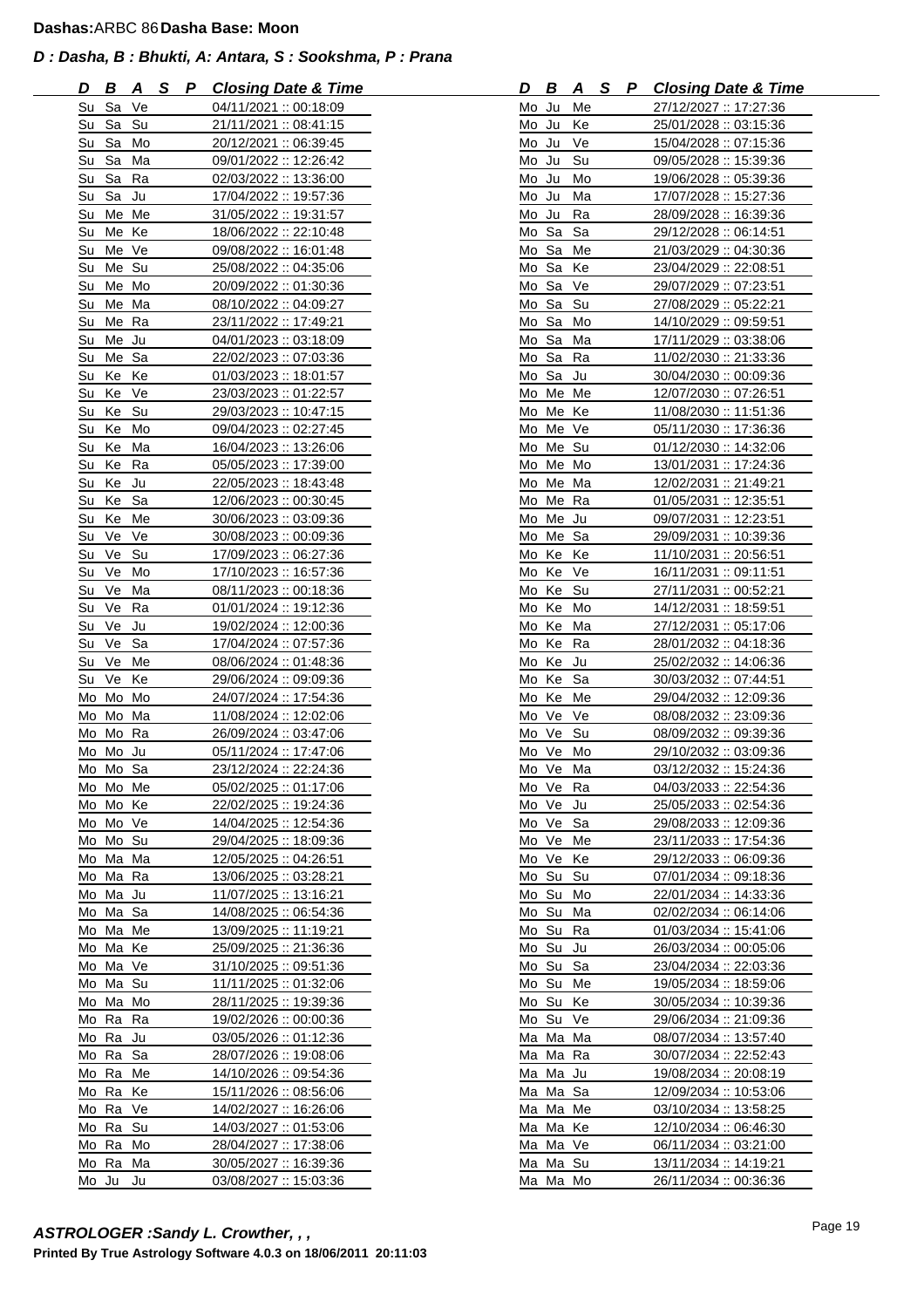**Dashas:** ARBC 86 **Dasha Base: Moon**

***D : Dasha, B : Bhukti, A: Antara, S : Sookshma, P : Prana***

| D | B | A | S | P | Closing Date & Time |
|---|---|---|---|---|---|
| Su | Sa | Ve | | | 04/11/2021 :: 00:18:09 |
| Su | Sa | Su | | | 21/11/2021 :: 08:41:15 |
| Su | Sa | Mo | | | 20/12/2021 :: 06:39:45 |
| Su | Sa | Ma | | | 09/01/2022 :: 12:26:42 |
| Su | Sa | Ra | | | 02/03/2022 :: 13:36:00 |
| Su | Sa | Ju | | | 17/04/2022 :: 19:57:36 |
| Su | Me | Me | | | 31/05/2022 :: 19:31:57 |
| Su | Me | Ke | | | 18/06/2022 :: 22:10:48 |
| Su | Me | Ve | | | 09/08/2022 :: 16:01:48 |
| Su | Me | Su | | | 25/08/2022 :: 04:35:06 |
| Su | Me | Mo | | | 20/09/2022 :: 01:30:36 |
| Su | Me | Ma | | | 08/10/2022 :: 04:09:27 |
| Su | Me | Ra | | | 23/11/2022 :: 17:49:21 |
| Su | Me | Ju | | | 04/01/2023 :: 03:18:09 |
| Su | Me | Sa | | | 22/02/2023 :: 07:03:36 |
| Su | Ke | Ke | | | 01/03/2023 :: 18:01:57 |
| Su | Ke | Ve | | | 23/03/2023 :: 01:22:57 |
| Su | Ke | Su | | | 29/03/2023 :: 10:47:15 |
| Su | Ke | Mo | | | 09/04/2023 :: 02:27:45 |
| Su | Ke | Ma | | | 16/04/2023 :: 13:26:06 |
| Su | Ke | Ra | | | 05/05/2023 :: 17:39:00 |
| Su | Ke | Ju | | | 22/05/2023 :: 18:43:48 |
| Su | Ke | Sa | | | 12/06/2023 :: 00:30:45 |
| Su | Ke | Me | | | 30/06/2023 :: 03:09:36 |
| Su | Ve | Ve | | | 30/08/2023 :: 00:09:36 |
| Su | Ve | Su | | | 17/09/2023 :: 06:27:36 |
| Su | Ve | Mo | | | 17/10/2023 :: 16:57:36 |
| Su | Ve | Ma | | | 08/11/2023 :: 00:18:36 |
| Su | Ve | Ra | | | 01/01/2024 :: 19:12:36 |
| Su | Ve | Ju | | | 19/02/2024 :: 12:00:36 |
| Su | Ve | Sa | | | 17/04/2024 :: 07:57:36 |
| Su | Ve | Me | | | 08/06/2024 :: 01:48:36 |
| Su | Ve | Ke | | | 29/06/2024 :: 09:09:36 |
| Mo | Mo | Mo | | | 24/07/2024 :: 17:54:36 |
| Mo | Mo | Ma | | | 11/08/2024 :: 12:02:06 |
| Mo | Mo | Ra | | | 26/09/2024 :: 03:47:06 |
| Mo | Mo | Ju | | | 05/11/2024 :: 17:47:06 |
| Mo | Mo | Sa | | | 23/12/2024 :: 22:24:36 |
| Mo | Mo | Me | | | 05/02/2025 :: 01:17:06 |
| Mo | Mo | Ke | | | 22/02/2025 :: 19:24:36 |
| Mo | Mo | Ve | | | 14/04/2025 :: 12:54:36 |
| Mo | Mo | Su | | | 29/04/2025 :: 18:09:36 |
| Mo | Ma | Ma | | | 12/05/2025 :: 04:26:51 |
| Mo | Ma | Ra | | | 13/06/2025 :: 03:28:21 |
| Mo | Ma | Ju | | | 11/07/2025 :: 13:16:21 |
| Mo | Ma | Sa | | | 14/08/2025 :: 06:54:36 |
| Mo | Ma | Me | | | 13/09/2025 :: 11:19:21 |
| Mo | Ma | Ke | | | 25/09/2025 :: 21:36:36 |
| Mo | Ma | Ve | | | 31/10/2025 :: 09:51:36 |
| Mo | Ma | Su | | | 11/11/2025 :: 01:32:06 |
| Mo | Ma | Mo | | | 28/11/2025 :: 19:39:36 |
| Mo | Ra | Ra | | | 19/02/2026 :: 00:00:36 |
| Mo | Ra | Ju | | | 03/05/2026 :: 01:12:36 |
| Mo | Ra | Sa | | | 28/07/2026 :: 19:08:06 |
| Mo | Ra | Me | | | 14/10/2026 :: 09:54:36 |
| Mo | Ra | Ke | | | 15/11/2026 :: 08:56:06 |
| Mo | Ra | Ve | | | 14/02/2027 :: 16:26:06 |
| Mo | Ra | Su | | | 14/03/2027 :: 01:53:06 |
| Mo | Ra | Mo | | | 28/04/2027 :: 17:38:06 |
| Mo | Ra | Ma | | | 30/05/2027 :: 16:39:36 |
| Mo | Ju | Ju | | | 03/08/2027 :: 15:03:36 |
| Mo | Ju | Me | | | 27/12/2027 :: 17:27:36 |
| Mo | Ju | Ke | | | 25/01/2028 :: 03:15:36 |
| Mo | Ju | Ve | | | 15/04/2028 :: 07:15:36 |
| Mo | Ju | Su | | | 09/05/2028 :: 15:39:36 |
| Mo | Ju | Mo | | | 19/06/2028 :: 05:39:36 |
| Mo | Ju | Ma | | | 17/07/2028 :: 15:27:36 |
| Mo | Ju | Ra | | | 28/09/2028 :: 16:39:36 |
| Mo | Sa | Sa | | | 29/12/2028 :: 06:14:51 |
| Mo | Sa | Me | | | 21/03/2029 :: 04:30:36 |
| Mo | Sa | Ke | | | 23/04/2029 :: 22:08:51 |
| Mo | Sa | Ve | | | 29/07/2029 :: 07:23:51 |
| Mo | Sa | Su | | | 27/08/2029 :: 05:22:21 |
| Mo | Sa | Mo | | | 14/10/2029 :: 09:59:51 |
| Mo | Sa | Ma | | | 17/11/2029 :: 03:38:06 |
| Mo | Sa | Ra | | | 11/02/2030 :: 21:33:36 |
| Mo | Sa | Ju | | | 30/04/2030 :: 00:09:36 |
| Mo | Me | Me | | | 12/07/2030 :: 07:26:51 |
| Mo | Me | Ke | | | 11/08/2030 :: 11:51:36 |
| Mo | Me | Ve | | | 05/11/2030 :: 17:36:36 |
| Mo | Me | Su | | | 01/12/2030 :: 14:32:06 |
| Mo | Me | Mo | | | 13/01/2031 :: 17:24:36 |
| Mo | Me | Ma | | | 12/02/2031 :: 21:49:21 |
| Mo | Me | Ra | | | 01/05/2031 :: 12:35:51 |
| Mo | Me | Ju | | | 09/07/2031 :: 12:23:51 |
| Mo | Me | Sa | | | 29/09/2031 :: 10:39:36 |
| Mo | Ke | Ke | | | 11/10/2031 :: 20:56:51 |
| Mo | Ke | Ve | | | 16/11/2031 :: 09:11:51 |
| Mo | Ke | Su | | | 27/11/2031 :: 00:52:21 |
| Mo | Ke | Mo | | | 14/12/2031 :: 18:59:51 |
| Mo | Ke | Ma | | | 27/12/2031 :: 05:17:06 |
| Mo | Ke | Ra | | | 28/01/2032 :: 04:18:36 |
| Mo | Ke | Ju | | | 25/02/2032 :: 14:06:36 |
| Mo | Ke | Sa | | | 30/03/2032 :: 07:44:51 |
| Mo | Ke | Me | | | 29/04/2032 :: 12:09:36 |
| Mo | Ve | Ve | | | 08/08/2032 :: 23:09:36 |
| Mo | Ve | Su | | | 08/09/2032 :: 09:39:36 |
| Mo | Ve | Mo | | | 29/10/2032 :: 03:09:36 |
| Mo | Ve | Ma | | | 03/12/2032 :: 15:24:36 |
| Mo | Ve | Ra | | | 04/03/2033 :: 22:54:36 |
| Mo | Ve | Ju | | | 25/05/2033 :: 02:54:36 |
| Mo | Ve | Sa | | | 29/08/2033 :: 12:09:36 |
| Mo | Ve | Me | | | 23/11/2033 :: 17:54:36 |
| Mo | Ve | Ke | | | 29/12/2033 :: 06:09:36 |
| Mo | Su | Su | | | 07/01/2034 :: 09:18:36 |
| Mo | Su | Mo | | | 22/01/2034 :: 14:33:36 |
| Mo | Su | Ma | | | 02/02/2034 :: 06:14:06 |
| Mo | Su | Ra | | | 01/03/2034 :: 15:41:06 |
| Mo | Su | Ju | | | 26/03/2034 :: 00:05:06 |
| Mo | Su | Sa | | | 23/04/2034 :: 22:03:36 |
| Mo | Su | Me | | | 19/05/2034 :: 18:59:06 |
| Mo | Su | Ke | | | 30/05/2034 :: 10:39:36 |
| Mo | Su | Ve | | | 29/06/2034 :: 21:09:36 |
| Ma | Ma | Ma | | | 08/07/2034 :: 13:57:40 |
| Ma | Ma | Ra | | | 30/07/2034 :: 22:52:43 |
| Ma | Ma | Ju | | | 19/08/2034 :: 20:08:19 |
| Ma | Ma | Sa | | | 12/09/2034 :: 10:53:06 |
| Ma | Ma | Me | | | 03/10/2034 :: 13:58:25 |
| Ma | Ma | Ke | | | 12/10/2034 :: 06:46:30 |
| Ma | Ma | Ve | | | 06/11/2034 :: 03:21:00 |
| Ma | Ma | Su | | | 13/11/2034 :: 14:19:21 |
| Ma | Ma | Mo | | | 26/11/2034 :: 00:36:36 |

***ASTROLOGER :Sandy L. Crowther, , ,***

**Printed By True Astrology Software 4.0.3 on 18/06/2011 20:11:03**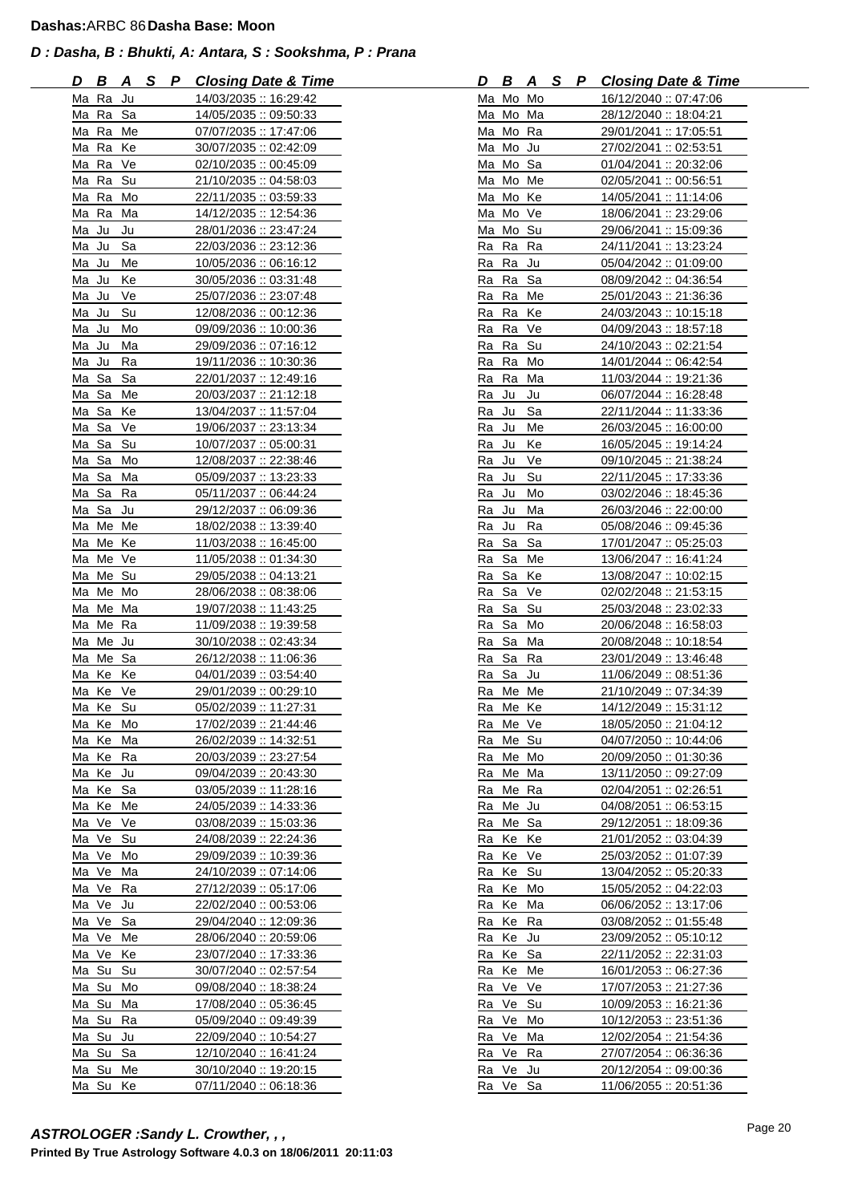**Dashas:** ARBC 86 **Dasha Base: Moon**

***D : Dasha, B : Bhukti, A: Antara, S : Sookshma, P : Prana***

| D | B | A | S | P | Closing Date & Time |
|---|---|---|---|---|---|
| Ma | Ra | Ju | | | 14/03/2035 :: 16:29:42 |
| Ma | Ra | Sa | | | 14/05/2035 :: 09:50:33 |
| Ma | Ra | Me | | | 07/07/2035 :: 17:47:06 |
| Ma | Ra | Ke | | | 30/07/2035 :: 02:42:09 |
| Ma | Ra | Ve | | | 02/10/2035 :: 00:45:09 |
| Ma | Ra | Su | | | 21/10/2035 :: 04:58:03 |
| Ma | Ra | Mo | | | 22/11/2035 :: 03:59:33 |
| Ma | Ra | Ma | | | 14/12/2035 :: 12:54:36 |
| Ma | Ju | Ju | | | 28/01/2036 :: 23:47:24 |
| Ma | Ju | Sa | | | 22/03/2036 :: 23:12:36 |
| Ma | Ju | Me | | | 10/05/2036 :: 06:16:12 |
| Ma | Ju | Ke | | | 30/05/2036 :: 03:31:48 |
| Ma | Ju | Ve | | | 25/07/2036 :: 23:07:48 |
| Ma | Ju | Su | | | 12/08/2036 :: 00:12:36 |
| Ma | Ju | Mo | | | 09/09/2036 :: 10:00:36 |
| Ma | Ju | Ma | | | 29/09/2036 :: 07:16:12 |
| Ma | Ju | Ra | | | 19/11/2036 :: 10:30:36 |
| Ma | Sa | Sa | | | 22/01/2037 :: 12:49:16 |
| Ma | Sa | Me | | | 20/03/2037 :: 21:12:18 |
| Ma | Sa | Ke | | | 13/04/2037 :: 11:57:04 |
| Ma | Sa | Ve | | | 19/06/2037 :: 23:13:34 |
| Ma | Sa | Su | | | 10/07/2037 :: 05:00:31 |
| Ma | Sa | Mo | | | 12/08/2037 :: 22:38:46 |
| Ma | Sa | Ma | | | 05/09/2037 :: 13:23:33 |
| Ma | Sa | Ra | | | 05/11/2037 :: 06:44:24 |
| Ma | Sa | Ju | | | 29/12/2037 :: 06:09:36 |
| Ma | Me | Me | | | 18/02/2038 :: 13:39:40 |
| Ma | Me | Ke | | | 11/03/2038 :: 16:45:00 |
| Ma | Me | Ve | | | 11/05/2038 :: 01:34:30 |
| Ma | Me | Su | | | 29/05/2038 :: 04:13:21 |
| Ma | Me | Mo | | | 28/06/2038 :: 08:38:06 |
| Ma | Me | Ma | | | 19/07/2038 :: 11:43:25 |
| Ma | Me | Ra | | | 11/09/2038 :: 19:39:58 |
| Ma | Me | Ju | | | 30/10/2038 :: 02:43:34 |
| Ma | Me | Sa | | | 26/12/2038 :: 11:06:36 |
| Ma | Ke | Ke | | | 04/01/2039 :: 03:54:40 |
| Ma | Ke | Ve | | | 29/01/2039 :: 00:29:10 |
| Ma | Ke | Su | | | 05/02/2039 :: 11:27:31 |
| Ma | Ke | Mo | | | 17/02/2039 :: 21:44:46 |
| Ma | Ke | Ma | | | 26/02/2039 :: 14:32:51 |
| Ma | Ke | Ra | | | 20/03/2039 :: 23:27:54 |
| Ma | Ke | Ju | | | 09/04/2039 :: 20:43:30 |
| Ma | Ke | Sa | | | 03/05/2039 :: 11:28:16 |
| Ma | Ke | Me | | | 24/05/2039 :: 14:33:36 |
| Ma | Ve | Ve | | | 03/08/2039 :: 15:03:36 |
| Ma | Ve | Su | | | 24/08/2039 :: 22:24:36 |
| Ma | Ve | Mo | | | 29/09/2039 :: 10:39:36 |
| Ma | Ve | Ma | | | 24/10/2039 :: 07:14:06 |
| Ma | Ve | Ra | | | 27/12/2039 :: 05:17:06 |
| Ma | Ve | Ju | | | 22/02/2040 :: 00:53:06 |
| Ma | Ve | Sa | | | 29/04/2040 :: 12:09:36 |
| Ma | Ve | Me | | | 28/06/2040 :: 20:59:06 |
| Ma | Ve | Ke | | | 23/07/2040 :: 17:33:36 |
| Ma | Su | Su | | | 30/07/2040 :: 02:57:54 |
| Ma | Su | Mo | | | 09/08/2040 :: 18:38:24 |
| Ma | Su | Ma | | | 17/08/2040 :: 05:36:45 |
| Ma | Su | Ra | | | 05/09/2040 :: 09:49:39 |
| Ma | Su | Ju | | | 22/09/2040 :: 10:54:27 |
| Ma | Su | Sa | | | 12/10/2040 :: 16:41:24 |
| Ma | Su | Me | | | 30/10/2040 :: 19:20:15 |
| Ma | Su | Ke | | | 07/11/2040 :: 06:18:36 |
| Ma | Mo | Mo | | | 16/12/2040 :: 07:47:06 |
| Ma | Mo | Ma | | | 28/12/2040 :: 18:04:21 |
| Ma | Mo | Ra | | | 29/01/2041 :: 17:05:51 |
| Ma | Mo | Ju | | | 27/02/2041 :: 02:53:51 |
| Ma | Mo | Sa | | | 01/04/2041 :: 20:32:06 |
| Ma | Mo | Me | | | 02/05/2041 :: 00:56:51 |
| Ma | Mo | Ke | | | 14/05/2041 :: 11:14:06 |
| Ma | Mo | Ve | | | 18/06/2041 :: 23:29:06 |
| Ma | Mo | Su | | | 29/06/2041 :: 15:09:36 |
| Ra | Ra | Ra | | | 24/11/2041 :: 13:23:24 |
| Ra | Ra | Ju | | | 05/04/2042 :: 01:09:00 |
| Ra | Ra | Sa | | | 08/09/2042 :: 04:36:54 |
| Ra | Ra | Me | | | 25/01/2043 :: 21:36:36 |
| Ra | Ra | Ke | | | 24/03/2043 :: 10:15:18 |
| Ra | Ra | Ve | | | 04/09/2043 :: 18:57:18 |
| Ra | Ra | Su | | | 24/10/2043 :: 02:21:54 |
| Ra | Ra | Mo | | | 14/01/2044 :: 06:42:54 |
| Ra | Ra | Ma | | | 11/03/2044 :: 19:21:36 |
| Ra | Ju | Ju | | | 06/07/2044 :: 16:28:48 |
| Ra | Ju | Sa | | | 22/11/2044 :: 11:33:36 |
| Ra | Ju | Me | | | 26/03/2045 :: 16:00:00 |
| Ra | Ju | Ke | | | 16/05/2045 :: 19:14:24 |
| Ra | Ju | Ve | | | 09/10/2045 :: 21:38:24 |
| Ra | Ju | Su | | | 22/11/2045 :: 17:33:36 |
| Ra | Ju | Mo | | | 03/02/2046 :: 18:45:36 |
| Ra | Ju | Ma | | | 26/03/2046 :: 22:00:00 |
| Ra | Ju | Ra | | | 05/08/2046 :: 09:45:36 |
| Ra | Sa | Sa | | | 17/01/2047 :: 05:25:03 |
| Ra | Sa | Me | | | 13/06/2047 :: 16:41:24 |
| Ra | Sa | Ke | | | 13/08/2047 :: 10:02:15 |
| Ra | Sa | Ve | | | 02/02/2048 :: 21:53:15 |
| Ra | Sa | Su | | | 25/03/2048 :: 23:02:33 |
| Ra | Sa | Mo | | | 20/06/2048 :: 16:58:03 |
| Ra | Sa | Ma | | | 20/08/2048 :: 10:18:54 |
| Ra | Sa | Ra | | | 23/01/2049 :: 13:46:48 |
| Ra | Sa | Ju | | | 11/06/2049 :: 08:51:36 |
| Ra | Me | Me | | | 21/10/2049 :: 07:34:39 |
| Ra | Me | Ke | | | 14/12/2049 :: 15:31:12 |
| Ra | Me | Ve | | | 18/05/2050 :: 21:04:12 |
| Ra | Me | Su | | | 04/07/2050 :: 10:44:06 |
| Ra | Me | Mo | | | 20/09/2050 :: 01:30:36 |
| Ra | Me | Ma | | | 13/11/2050 :: 09:27:09 |
| Ra | Me | Ra | | | 02/04/2051 :: 02:26:51 |
| Ra | Me | Ju | | | 04/08/2051 :: 06:53:15 |
| Ra | Me | Sa | | | 29/12/2051 :: 18:09:36 |
| Ra | Ke | Ke | | | 21/01/2052 :: 03:04:39 |
| Ra | Ke | Ve | | | 25/03/2052 :: 01:07:39 |
| Ra | Ke | Su | | | 13/04/2052 :: 05:20:33 |
| Ra | Ke | Mo | | | 15/05/2052 :: 04:22:03 |
| Ra | Ke | Ma | | | 06/06/2052 :: 13:17:06 |
| Ra | Ke | Ra | | | 03/08/2052 :: 01:55:48 |
| Ra | Ke | Ju | | | 23/09/2052 :: 05:10:12 |
| Ra | Ke | Sa | | | 22/11/2052 :: 22:31:03 |
| Ra | Ke | Me | | | 16/01/2053 :: 06:27:36 |
| Ra | Ve | Ve | | | 17/07/2053 :: 21:27:36 |
| Ra | Ve | Su | | | 10/09/2053 :: 16:21:36 |
| Ra | Ve | Mo | | | 10/12/2053 :: 23:51:36 |
| Ra | Ve | Ma | | | 12/02/2054 :: 21:54:36 |
| Ra | Ve | Ra | | | 27/07/2054 :: 06:36:36 |
| Ra | Ve | Ju | | | 20/12/2054 :: 09:00:36 |
| Ra | Ve | Sa | | | 11/06/2055 :: 20:51:36 |

***ASTROLOGER :Sandy L. Crowther, , ,***

**Printed By True Astrology Software 4.0.3 on 18/06/2011 20:11:03**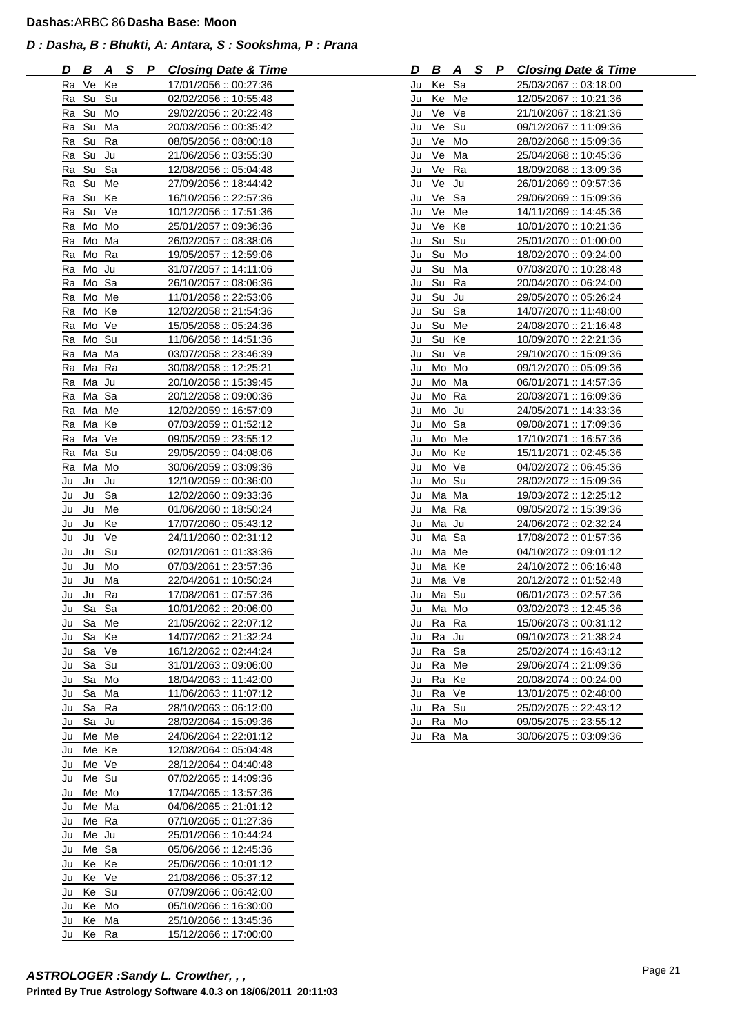**Dashas:**ARBC 86 **Dasha Base: Moon**

***D : Dasha, B : Bhukti, A: Antara, S : Sookshma, P : Prana***

| D | B | A | S | P | Closing Date & Time |
|---|---|---|---|---|---|
| Ra | Ve | Ke | | | 17/01/2056 :: 00:27:36 |
| Ra | Su | Su | | | 02/02/2056 :: 10:55:48 |
| Ra | Su | Mo | | | 29/02/2056 :: 20:22:48 |
| Ra | Su | Ma | | | 20/03/2056 :: 00:35:42 |
| Ra | Su | Ra | | | 08/05/2056 :: 08:00:18 |
| Ra | Su | Ju | | | 21/06/2056 :: 03:55:30 |
| Ra | Su | Sa | | | 12/08/2056 :: 05:04:48 |
| Ra | Su | Me | | | 27/09/2056 :: 18:44:42 |
| Ra | Su | Ke | | | 16/10/2056 :: 22:57:36 |
| Ra | Su | Ve | | | 10/12/2056 :: 17:51:36 |
| Ra | Mo | Mo | | | 25/01/2057 :: 09:36:36 |
| Ra | Mo | Ma | | | 26/02/2057 :: 08:38:06 |
| Ra | Mo | Ra | | | 19/05/2057 :: 12:59:06 |
| Ra | Mo | Ju | | | 31/07/2057 :: 14:11:06 |
| Ra | Mo | Sa | | | 26/10/2057 :: 08:06:36 |
| Ra | Mo | Me | | | 11/01/2058 :: 22:53:06 |
| Ra | Mo | Ke | | | 12/02/2058 :: 21:54:36 |
| Ra | Mo | Ve | | | 15/05/2058 :: 05:24:36 |
| Ra | Mo | Su | | | 11/06/2058 :: 14:51:36 |
| Ra | Ma | Ma | | | 03/07/2058 :: 23:46:39 |
| Ra | Ma | Ra | | | 30/08/2058 :: 12:25:21 |
| Ra | Ma | Ju | | | 20/10/2058 :: 15:39:45 |
| Ra | Ma | Sa | | | 20/12/2058 :: 09:00:36 |
| Ra | Ma | Me | | | 12/02/2059 :: 16:57:09 |
| Ra | Ma | Ke | | | 07/03/2059 :: 01:52:12 |
| Ra | Ma | Ve | | | 09/05/2059 :: 23:55:12 |
| Ra | Ma | Su | | | 29/05/2059 :: 04:08:06 |
| Ra | Ma | Mo | | | 30/06/2059 :: 03:09:36 |
| Ju | Ju | Ju | | | 12/10/2059 :: 00:36:00 |
| Ju | Ju | Sa | | | 12/02/2060 :: 09:33:36 |
| Ju | Ju | Me | | | 01/06/2060 :: 18:50:24 |
| Ju | Ju | Ke | | | 17/07/2060 :: 05:43:12 |
| Ju | Ju | Ve | | | 24/11/2060 :: 02:31:12 |
| Ju | Ju | Su | | | 02/01/2061 :: 01:33:36 |
| Ju | Ju | Mo | | | 07/03/2061 :: 23:57:36 |
| Ju | Ju | Ma | | | 22/04/2061 :: 10:50:24 |
| Ju | Ju | Ra | | | 17/08/2061 :: 07:57:36 |
| Ju | Sa | Sa | | | 10/01/2062 :: 20:06:00 |
| Ju | Sa | Me | | | 21/05/2062 :: 22:07:12 |
| Ju | Sa | Ke | | | 14/07/2062 :: 21:32:24 |
| Ju | Sa | Ve | | | 16/12/2062 :: 02:44:24 |
| Ju | Sa | Su | | | 31/01/2063 :: 09:06:00 |
| Ju | Sa | Mo | | | 18/04/2063 :: 11:42:00 |
| Ju | Sa | Ma | | | 11/06/2063 :: 11:07:12 |
| Ju | Sa | Ra | | | 28/10/2063 :: 06:12:00 |
| Ju | Sa | Ju | | | 28/02/2064 :: 15:09:36 |
| Ju | Me | Me | | | 24/06/2064 :: 22:01:12 |
| Ju | Me | Ke | | | 12/08/2064 :: 05:04:48 |
| Ju | Me | Ve | | | 28/12/2064 :: 04:40:48 |
| Ju | Me | Su | | | 07/02/2065 :: 14:09:36 |
| Ju | Me | Mo | | | 17/04/2065 :: 13:57:36 |
| Ju | Me | Ma | | | 04/06/2065 :: 21:01:12 |
| Ju | Me | Ra | | | 07/10/2065 :: 01:27:36 |
| Ju | Me | Ju | | | 25/01/2066 :: 10:44:24 |
| Ju | Me | Sa | | | 05/06/2066 :: 12:45:36 |
| Ju | Ke | Ke | | | 25/06/2066 :: 10:01:12 |
| Ju | Ke | Ve | | | 21/08/2066 :: 05:37:12 |
| Ju | Ke | Su | | | 07/09/2066 :: 06:42:00 |
| Ju | Ke | Mo | | | 05/10/2066 :: 16:30:00 |
| Ju | Ke | Ma | | | 25/10/2066 :: 13:45:36 |
| Ju | Ke | Ra | | | 15/12/2066 :: 17:00:00 |
| Ju | Ke | Sa | | | 25/03/2067 :: 03:18:00 |
| Ju | Ke | Me | | | 12/05/2067 :: 10:21:36 |
| Ju | Ve | Ve | | | 21/10/2067 :: 18:21:36 |
| Ju | Ve | Su | | | 09/12/2067 :: 11:09:36 |
| Ju | Ve | Mo | | | 28/02/2068 :: 15:09:36 |
| Ju | Ve | Ma | | | 25/04/2068 :: 10:45:36 |
| Ju | Ve | Ra | | | 18/09/2068 :: 13:09:36 |
| Ju | Ve | Ju | | | 26/01/2069 :: 09:57:36 |
| Ju | Ve | Sa | | | 29/06/2069 :: 15:09:36 |
| Ju | Ve | Me | | | 14/11/2069 :: 14:45:36 |
| Ju | Ve | Ke | | | 10/01/2070 :: 10:21:36 |
| Ju | Su | Su | | | 25/01/2070 :: 01:00:00 |
| Ju | Su | Mo | | | 18/02/2070 :: 09:24:00 |
| Ju | Su | Ma | | | 07/03/2070 :: 10:28:48 |
| Ju | Su | Ra | | | 20/04/2070 :: 06:24:00 |
| Ju | Su | Ju | | | 29/05/2070 :: 05:26:24 |
| Ju | Su | Sa | | | 14/07/2070 :: 11:48:00 |
| Ju | Su | Me | | | 24/08/2070 :: 21:16:48 |
| Ju | Su | Ke | | | 10/09/2070 :: 22:21:36 |
| Ju | Su | Ve | | | 29/10/2070 :: 15:09:36 |
| Ju | Mo | Mo | | | 09/12/2070 :: 05:09:36 |
| Ju | Mo | Ma | | | 06/01/2071 :: 14:57:36 |
| Ju | Mo | Ra | | | 20/03/2071 :: 16:09:36 |
| Ju | Mo | Ju | | | 24/05/2071 :: 14:33:36 |
| Ju | Mo | Sa | | | 09/08/2071 :: 17:09:36 |
| Ju | Mo | Me | | | 17/10/2071 :: 16:57:36 |
| Ju | Mo | Ke | | | 15/11/2071 :: 02:45:36 |
| Ju | Mo | Ve | | | 04/02/2072 :: 06:45:36 |
| Ju | Mo | Su | | | 28/02/2072 :: 15:09:36 |
| Ju | Ma | Ma | | | 19/03/2072 :: 12:25:12 |
| Ju | Ma | Ra | | | 09/05/2072 :: 15:39:36 |
| Ju | Ma | Ju | | | 24/06/2072 :: 02:32:24 |
| Ju | Ma | Sa | | | 17/08/2072 :: 01:57:36 |
| Ju | Ma | Me | | | 04/10/2072 :: 09:01:12 |
| Ju | Ma | Ke | | | 24/10/2072 :: 06:16:48 |
| Ju | Ma | Ve | | | 20/12/2072 :: 01:52:48 |
| Ju | Ma | Su | | | 06/01/2073 :: 02:57:36 |
| Ju | Ma | Mo | | | 03/02/2073 :: 12:45:36 |
| Ju | Ra | Ra | | | 15/06/2073 :: 00:31:12 |
| Ju | Ra | Ju | | | 09/10/2073 :: 21:38:24 |
| Ju | Ra | Sa | | | 25/02/2074 :: 16:43:12 |
| Ju | Ra | Me | | | 29/06/2074 :: 21:09:36 |
| Ju | Ra | Ke | | | 20/08/2074 :: 00:24:00 |
| Ju | Ra | Ve | | | 13/01/2075 :: 02:48:00 |
| Ju | Ra | Su | | | 25/02/2075 :: 22:43:12 |
| Ju | Ra | Mo | | | 09/05/2075 :: 23:55:12 |
| Ju | Ra | Ma | | | 30/06/2075 :: 03:09:36 |

***ASTROLOGER :Sandy L. Crowther, , ,***

**Printed By True Astrology Software 4.0.3 on 18/06/2011 20:11:03**